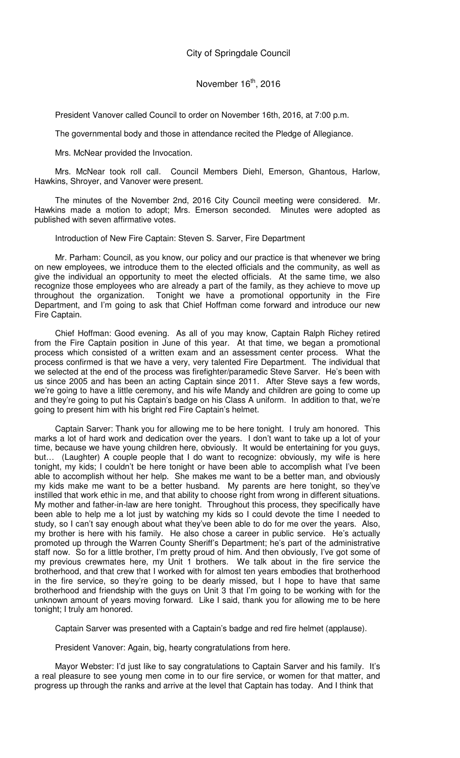City of Springdale Council

November 16th, 2016

President Vanover called Council to order on November 16th, 2016, at 7:00 p.m.

The governmental body and those in attendance recited the Pledge of Allegiance.

Mrs. McNear provided the Invocation.

Mrs. McNear took roll call. Council Members Diehl, Emerson, Ghantous, Harlow, Hawkins, Shroyer, and Vanover were present.

The minutes of the November 2nd, 2016 City Council meeting were considered. Mr. Hawkins made a motion to adopt; Mrs. Emerson seconded. Minutes were adopted as published with seven affirmative votes.

Introduction of New Fire Captain: Steven S. Sarver, Fire Department

Mr. Parham: Council, as you know, our policy and our practice is that whenever we bring on new employees, we introduce them to the elected officials and the community, as well as give the individual an opportunity to meet the elected officials. At the same time, we also recognize those employees who are already a part of the family, as they achieve to move up throughout the organization. Tonight we have a promotional opportunity in the Fire Department, and I'm going to ask that Chief Hoffman come forward and introduce our new Fire Captain.

Chief Hoffman: Good evening. As all of you may know, Captain Ralph Richey retired from the Fire Captain position in June of this year. At that time, we began a promotional process which consisted of a written exam and an assessment center process. What the process confirmed is that we have a very, very talented Fire Department. The individual that we selected at the end of the process was firefighter/paramedic Steve Sarver. He's been with us since 2005 and has been an acting Captain since 2011. After Steve says a few words, we're going to have a little ceremony, and his wife Mandy and children are going to come up and they're going to put his Captain's badge on his Class A uniform. In addition to that, we're going to present him with his bright red Fire Captain's helmet.

Captain Sarver: Thank you for allowing me to be here tonight. I truly am honored. This marks a lot of hard work and dedication over the years. I don't want to take up a lot of your time, because we have young children here, obviously. It would be entertaining for you guys, but… (Laughter) A couple people that I do want to recognize: obviously, my wife is here tonight, my kids; I couldn't be here tonight or have been able to accomplish what I've been able to accomplish without her help. She makes me want to be a better man, and obviously my kids make me want to be a better husband. My parents are here tonight, so they've instilled that work ethic in me, and that ability to choose right from wrong in different situations. My mother and father-in-law are here tonight. Throughout this process, they specifically have been able to help me a lot just by watching my kids so I could devote the time I needed to study, so I can't say enough about what they've been able to do for me over the years. Also, my brother is here with his family. He also chose a career in public service. He's actually promoted up through the Warren County Sheriff's Department; he's part of the administrative staff now. So for a little brother, I'm pretty proud of him. And then obviously, I've got some of my previous crewmates here, my Unit 1 brothers. We talk about in the fire service the brotherhood, and that crew that I worked with for almost ten years embodies that brotherhood in the fire service, so they're going to be dearly missed, but I hope to have that same brotherhood and friendship with the guys on Unit 3 that I'm going to be working with for the unknown amount of years moving forward. Like I said, thank you for allowing me to be here tonight; I truly am honored.

Captain Sarver was presented with a Captain's badge and red fire helmet (applause).

President Vanover: Again, big, hearty congratulations from here.

Mayor Webster: I'd just like to say congratulations to Captain Sarver and his family. It's a real pleasure to see young men come in to our fire service, or women for that matter, and progress up through the ranks and arrive at the level that Captain has today. And I think that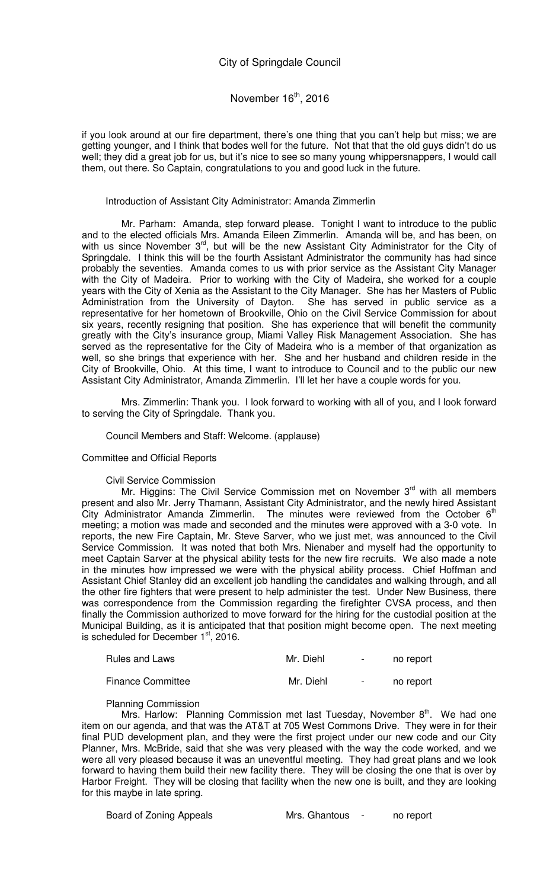if you look around at our fire department, there's one thing that you can't help but miss; we are getting younger, and I think that bodes well for the future. Not that that the old guys didn't do us well; they did a great job for us, but it's nice to see so many young whippersnappers, I would call them, out there. So Captain, congratulations to you and good luck in the future.

Introduction of Assistant City Administrator: Amanda Zimmerlin

Mr. Parham: Amanda, step forward please. Tonight I want to introduce to the public and to the elected officials Mrs. Amanda Eileen Zimmerlin. Amanda will be, and has been, on with us since November 3rd, but will be the new Assistant City Administrator for the City of Springdale. I think this will be the fourth Assistant Administrator the community has had since probably the seventies. Amanda comes to us with prior service as the Assistant City Manager with the City of Madeira. Prior to working with the City of Madeira, she worked for a couple years with the City of Xenia as the Assistant to the City Manager. She has her Masters of Public Administration from the University of Dayton. She has served in public service as a representative for her hometown of Brookville, Ohio on the Civil Service Commission for about six years, recently resigning that position. She has experience that will benefit the community greatly with the City's insurance group, Miami Valley Risk Management Association. She has served as the representative for the City of Madeira who is a member of that organization as well, so she brings that experience with her. She and her husband and children reside in the City of Brookville, Ohio. At this time, I want to introduce to Council and to the public our new Assistant City Administrator, Amanda Zimmerlin. I'll let her have a couple words for you.

Mrs. Zimmerlin: Thank you. I look forward to working with all of you, and I look forward to serving the City of Springdale. Thank you.

Council Members and Staff: Welcome. (applause)

Committee and Official Reports

Civil Service Commission

Mr. Higgins: The Civil Service Commission met on November 3rd with all members present and also Mr. Jerry Thamann, Assistant City Administrator, and the newly hired Assistant City Administrator Amanda Zimmerlin. The minutes were reviewed from the October 6th meeting; a motion was made and seconded and the minutes were approved with a 3-0 vote. In reports, the new Fire Captain, Mr. Steve Sarver, who we just met, was announced to the Civil Service Commission. It was noted that both Mrs. Nienaber and myself had the opportunity to meet Captain Sarver at the physical ability tests for the new fire recruits. We also made a note in the minutes how impressed we were with the physical ability process. Chief Hoffman and Assistant Chief Stanley did an excellent job handling the candidates and walking through, and all the other fire fighters that were present to help administer the test. Under New Business, there was correspondence from the Commission regarding the firefighter CVSA process, and then finally the Commission authorized to move forward for the hiring for the custodial position at the Municipal Building, as it is anticipated that that position might become open. The next meeting is scheduled for December 1st, 2016.

| | | | |
|---|---|---|---|
| Rules and Laws | Mr. Diehl | - | no report |
| Finance Committee | Mr. Diehl | - | no report |

Planning Commission

Mrs. Harlow: Planning Commission met last Tuesday, November 8th. We had one item on our agenda, and that was the AT&T at 705 West Commons Drive. They were in for their final PUD development plan, and they were the first project under our new code and our City Planner, Mrs. McBride, said that she was very pleased with the way the code worked, and we were all very pleased because it was an uneventful meeting. They had great plans and we look forward to having them build their new facility there. They will be closing the one that is over by Harbor Freight. They will be closing that facility when the new one is built, and they are looking for this maybe in late spring.

| | | | |
|---|---|---|---|
| Board of Zoning Appeals | Mrs. Ghantous | - | no report |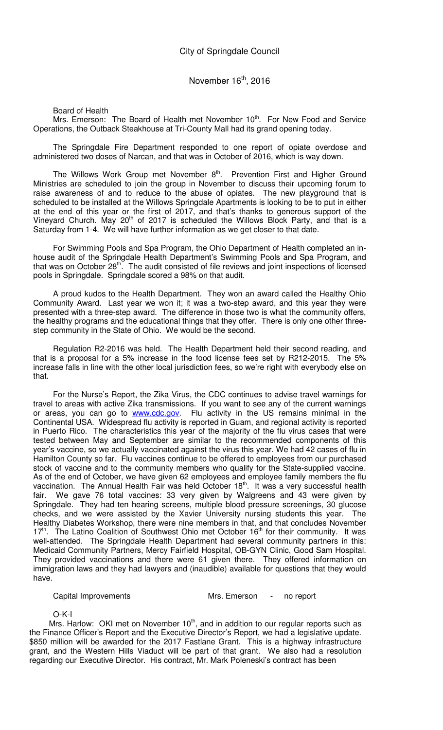Board of Health

Mrs. Emerson: The Board of Health met November 10th. For New Food and Service Operations, the Outback Steakhouse at Tri-County Mall had its grand opening today.

The Springdale Fire Department responded to one report of opiate overdose and administered two doses of Narcan, and that was in October of 2016, which is way down.

The Willows Work Group met November 8th. Prevention First and Higher Ground Ministries are scheduled to join the group in November to discuss their upcoming forum to raise awareness of and to reduce to the abuse of opiates. The new playground that is scheduled to be installed at the Willows Springdale Apartments is looking to be to put in either at the end of this year or the first of 2017, and that's thanks to generous support of the Vineyard Church. May 20th of 2017 is scheduled the Willows Block Party, and that is a Saturday from 1-4. We will have further information as we get closer to that date.

For Swimming Pools and Spa Program, the Ohio Department of Health completed an in-house audit of the Springdale Health Department's Swimming Pools and Spa Program, and that was on October 28th. The audit consisted of file reviews and joint inspections of licensed pools in Springdale. Springdale scored a 98% on that audit.

A proud kudos to the Health Department. They won an award called the Healthy Ohio Community Award. Last year we won it; it was a two-step award, and this year they were presented with a three-step award. The difference in those two is what the community offers, the healthy programs and the educational things that they offer. There is only one other three-step community in the State of Ohio. We would be the second.

Regulation R2-2016 was held. The Health Department held their second reading, and that is a proposal for a 5% increase in the food license fees set by R212-2015. The 5% increase falls in line with the other local jurisdiction fees, so we're right with everybody else on that.

For the Nurse's Report, the Zika Virus, the CDC continues to advise travel warnings for travel to areas with active Zika transmissions. If you want to see any of the current warnings or areas, you can go to www.cdc.gov. Flu activity in the US remains minimal in the Continental USA. Widespread flu activity is reported in Guam, and regional activity is reported in Puerto Rico. The characteristics this year of the majority of the flu virus cases that were tested between May and September are similar to the recommended components of this year's vaccine, so we actually vaccinated against the virus this year. We had 42 cases of flu in Hamilton County so far. Flu vaccines continue to be offered to employees from our purchased stock of vaccine and to the community members who qualify for the State-supplied vaccine. As of the end of October, we have given 62 employees and employee family members the flu vaccination. The Annual Health Fair was held October 18th. It was a very successful health fair. We gave 76 total vaccines: 33 very given by Walgreens and 43 were given by Springdale. They had ten hearing screens, multiple blood pressure screenings, 30 glucose checks, and we were assisted by the Xavier University nursing students this year. The Healthy Diabetes Workshop, there were nine members in that, and that concludes November 17th. The Latino Coalition of Southwest Ohio met October 16th for their community. It was well-attended. The Springdale Health Department had several community partners in this: Medicaid Community Partners, Mercy Fairfield Hospital, OB-GYN Clinic, Good Sam Hospital. They provided vaccinations and there were 61 given there. They offered information on immigration laws and they had lawyers and (inaudible) available for questions that they would have.

Capital Improvements — Mrs. Emerson - no report

O-K-I

Mrs. Harlow: OKI met on November 10th, and in addition to our regular reports such as the Finance Officer's Report and the Executive Director's Report, we had a legislative update. $850 million will be awarded for the 2017 Fastlane Grant. This is a highway infrastructure grant, and the Western Hills Viaduct will be part of that grant. We also had a resolution regarding our Executive Director. His contract, Mr. Mark Poleneski's contract has been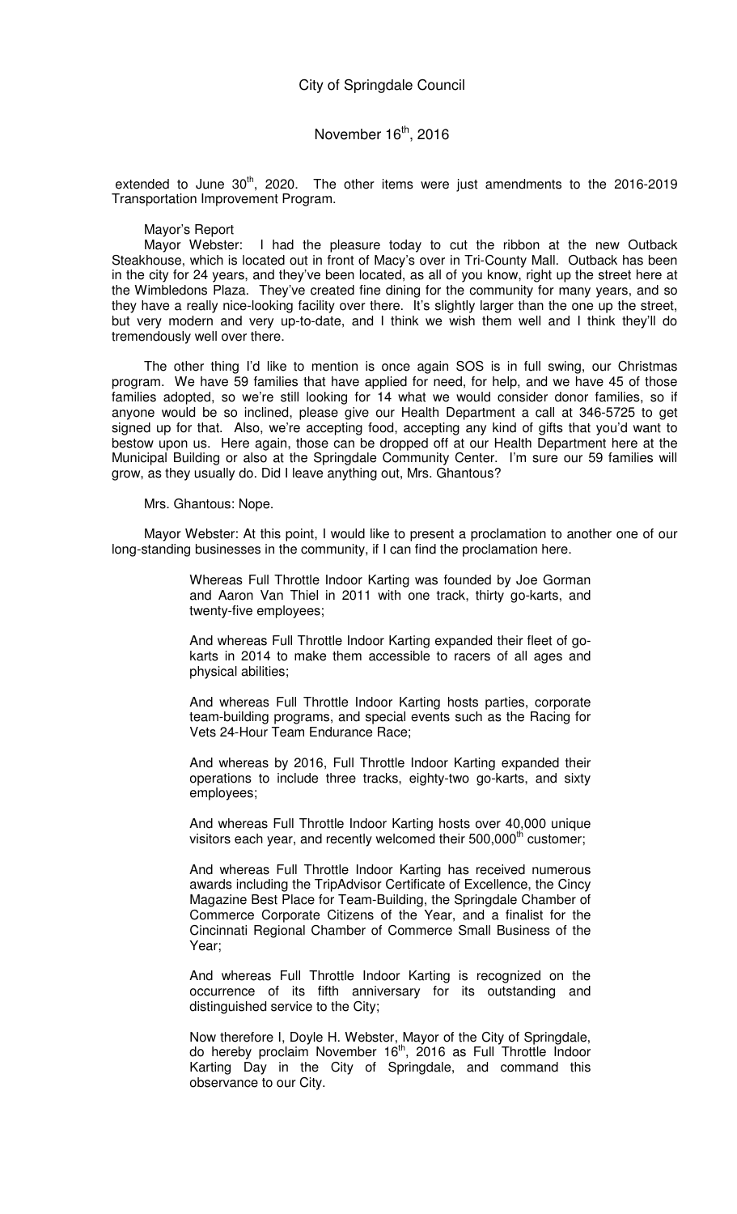extended to June 30th, 2020. The other items were just amendments to the 2016-2019 Transportation Improvement Program.

Mayor's Report

Mayor Webster: I had the pleasure today to cut the ribbon at the new Outback Steakhouse, which is located out in front of Macy's over in Tri-County Mall. Outback has been in the city for 24 years, and they've been located, as all of you know, right up the street here at the Wimbledons Plaza. They've created fine dining for the community for many years, and so they have a really nice-looking facility over there. It's slightly larger than the one up the street, but very modern and very up-to-date, and I think we wish them well and I think they'll do tremendously well over there.

The other thing I'd like to mention is once again SOS is in full swing, our Christmas program. We have 59 families that have applied for need, for help, and we have 45 of those families adopted, so we're still looking for 14 what we would consider donor families, so if anyone would be so inclined, please give our Health Department a call at 346-5725 to get signed up for that. Also, we're accepting food, accepting any kind of gifts that you'd want to bestow upon us. Here again, those can be dropped off at our Health Department here at the Municipal Building or also at the Springdale Community Center. I'm sure our 59 families will grow, as they usually do. Did I leave anything out, Mrs. Ghantous?

Mrs. Ghantous: Nope.

Mayor Webster: At this point, I would like to present a proclamation to another one of our long-standing businesses in the community, if I can find the proclamation here.

> Whereas Full Throttle Indoor Karting was founded by Joe Gorman and Aaron Van Thiel in 2011 with one track, thirty go-karts, and twenty-five employees;
>
> And whereas Full Throttle Indoor Karting expanded their fleet of go-karts in 2014 to make them accessible to racers of all ages and physical abilities;
>
> And whereas Full Throttle Indoor Karting hosts parties, corporate team-building programs, and special events such as the Racing for Vets 24-Hour Team Endurance Race;
>
> And whereas by 2016, Full Throttle Indoor Karting expanded their operations to include three tracks, eighty-two go-karts, and sixty employees;
>
> And whereas Full Throttle Indoor Karting hosts over 40,000 unique visitors each year, and recently welcomed their 500,000th customer;
>
> And whereas Full Throttle Indoor Karting has received numerous awards including the TripAdvisor Certificate of Excellence, the Cincy Magazine Best Place for Team-Building, the Springdale Chamber of Commerce Corporate Citizens of the Year, and a finalist for the Cincinnati Regional Chamber of Commerce Small Business of the Year;
>
> And whereas Full Throttle Indoor Karting is recognized on the occurrence of its fifth anniversary for its outstanding and distinguished service to the City;
>
> Now therefore I, Doyle H. Webster, Mayor of the City of Springdale, do hereby proclaim November 16th, 2016 as Full Throttle Indoor Karting Day in the City of Springdale, and command this observance to our City.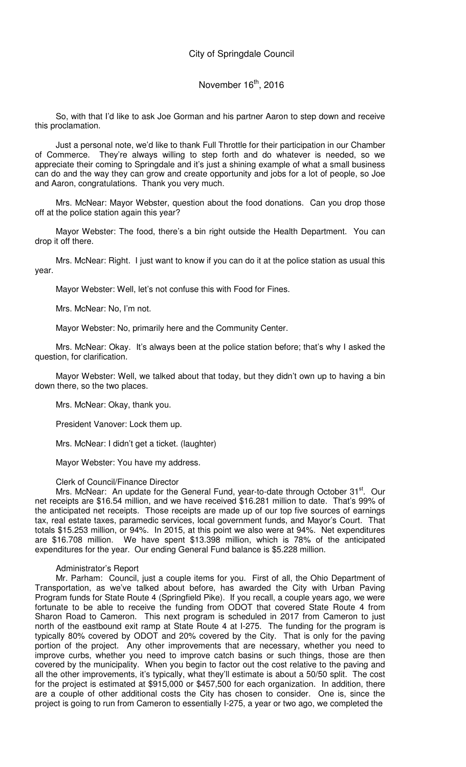So, with that I'd like to ask Joe Gorman and his partner Aaron to step down and receive this proclamation.

Just a personal note, we'd like to thank Full Throttle for their participation in our Chamber of Commerce. They're always willing to step forth and do whatever is needed, so we appreciate their coming to Springdale and it's just a shining example of what a small business can do and the way they can grow and create opportunity and jobs for a lot of people, so Joe and Aaron, congratulations. Thank you very much.

Mrs. McNear: Mayor Webster, question about the food donations. Can you drop those off at the police station again this year?

Mayor Webster: The food, there's a bin right outside the Health Department. You can drop it off there.

Mrs. McNear: Right. I just want to know if you can do it at the police station as usual this year.

Mayor Webster: Well, let's not confuse this with Food for Fines.

Mrs. McNear: No, I'm not.

Mayor Webster: No, primarily here and the Community Center.

Mrs. McNear: Okay. It's always been at the police station before; that's why I asked the question, for clarification.

Mayor Webster: Well, we talked about that today, but they didn't own up to having a bin down there, so the two places.

Mrs. McNear: Okay, thank you.

President Vanover: Lock them up.

Mrs. McNear: I didn't get a ticket. (laughter)

Mayor Webster: You have my address.

Clerk of Council/Finance Director

Mrs. McNear: An update for the General Fund, year-to-date through October 31st. Our net receipts are $16.54 million, and we have received $16.281 million to date. That's 99% of the anticipated net receipts. Those receipts are made up of our top five sources of earnings tax, real estate taxes, paramedic services, local government funds, and Mayor's Court. That totals $15.253 million, or 94%. In 2015, at this point we also were at 94%. Net expenditures are $16.708 million. We have spent $13.398 million, which is 78% of the anticipated expenditures for the year. Our ending General Fund balance is $5.228 million.

Administrator's Report

Mr. Parham: Council, just a couple items for you. First of all, the Ohio Department of Transportation, as we've talked about before, has awarded the City with Urban Paving Program funds for State Route 4 (Springfield Pike). If you recall, a couple years ago, we were fortunate to be able to receive the funding from ODOT that covered State Route 4 from Sharon Road to Cameron. This next program is scheduled in 2017 from Cameron to just north of the eastbound exit ramp at State Route 4 at I-275. The funding for the program is typically 80% covered by ODOT and 20% covered by the City. That is only for the paving portion of the project. Any other improvements that are necessary, whether you need to improve curbs, whether you need to improve catch basins or such things, those are then covered by the municipality. When you begin to factor out the cost relative to the paving and all the other improvements, it's typically, what they'll estimate is about a 50/50 split. The cost for the project is estimated at $915,000 or $457,500 for each organization. In addition, there are a couple of other additional costs the City has chosen to consider. One is, since the project is going to run from Cameron to essentially I-275, a year or two ago, we completed the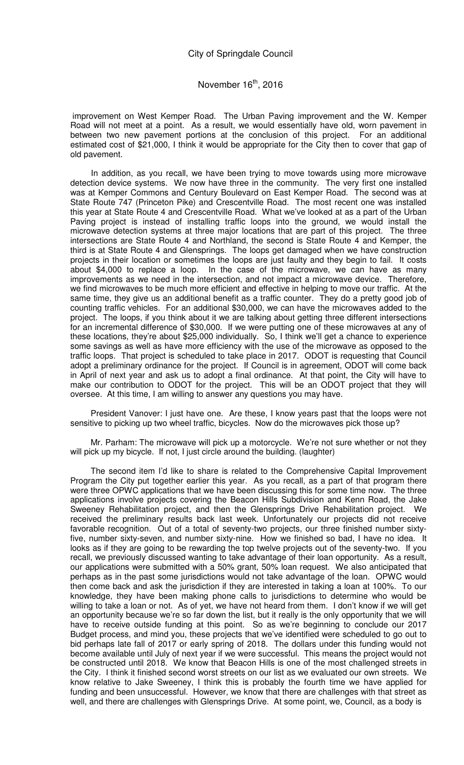improvement on West Kemper Road. The Urban Paving improvement and the W. Kemper Road will not meet at a point. As a result, we would essentially have old, worn pavement in between two new pavement portions at the conclusion of this project. For an additional estimated cost of $21,000, I think it would be appropriate for the City then to cover that gap of old pavement.

In addition, as you recall, we have been trying to move towards using more microwave detection device systems. We now have three in the community. The very first one installed was at Kemper Commons and Century Boulevard on East Kemper Road. The second was at State Route 747 (Princeton Pike) and Crescentville Road. The most recent one was installed this year at State Route 4 and Crescentville Road. What we've looked at as a part of the Urban Paving project is instead of installing traffic loops into the ground, we would install the microwave detection systems at three major locations that are part of this project. The three intersections are State Route 4 and Northland, the second is State Route 4 and Kemper, the third is at State Route 4 and Glensprings. The loops get damaged when we have construction projects in their location or sometimes the loops are just faulty and they begin to fail. It costs about $4,000 to replace a loop. In the case of the microwave, we can have as many improvements as we need in the intersection, and not impact a microwave device. Therefore, we find microwaves to be much more efficient and effective in helping to move our traffic. At the same time, they give us an additional benefit as a traffic counter. They do a pretty good job of counting traffic vehicles. For an additional $30,000, we can have the microwaves added to the project. The loops, if you think about it we are talking about getting three different intersections for an incremental difference of $30,000. If we were putting one of these microwaves at any of these locations, they're about $25,000 individually. So, I think we'll get a chance to experience some savings as well as have more efficiency with the use of the microwave as opposed to the traffic loops. That project is scheduled to take place in 2017. ODOT is requesting that Council adopt a preliminary ordinance for the project. If Council is in agreement, ODOT will come back in April of next year and ask us to adopt a final ordinance. At that point, the City will have to make our contribution to ODOT for the project. This will be an ODOT project that they will oversee. At this time, I am willing to answer any questions you may have.

President Vanover: I just have one. Are these, I know years past that the loops were not sensitive to picking up two wheel traffic, bicycles. Now do the microwaves pick those up?

Mr. Parham: The microwave will pick up a motorcycle. We're not sure whether or not they will pick up my bicycle. If not, I just circle around the building. (laughter)

The second item I'd like to share is related to the Comprehensive Capital Improvement Program the City put together earlier this year. As you recall, as a part of that program there were three OPWC applications that we have been discussing this for some time now. The three applications involve projects covering the Beacon Hills Subdivision and Kenn Road, the Jake Sweeney Rehabilitation project, and then the Glensprings Drive Rehabilitation project. We received the preliminary results back last week. Unfortunately our projects did not receive favorable recognition. Out of a total of seventy-two projects, our three finished number sixty-five, number sixty-seven, and number sixty-nine. How we finished so bad, I have no idea. It looks as if they are going to be rewarding the top twelve projects out of the seventy-two. If you recall, we previously discussed wanting to take advantage of their loan opportunity. As a result, our applications were submitted with a 50% grant, 50% loan request. We also anticipated that perhaps as in the past some jurisdictions would not take advantage of the loan. OPWC would then come back and ask the jurisdiction if they are interested in taking a loan at 100%. To our knowledge, they have been making phone calls to jurisdictions to determine who would be willing to take a loan or not. As of yet, we have not heard from them. I don't know if we will get an opportunity because we're so far down the list, but it really is the only opportunity that we will have to receive outside funding at this point. So as we're beginning to conclude our 2017 Budget process, and mind you, these projects that we've identified were scheduled to go out to bid perhaps late fall of 2017 or early spring of 2018. The dollars under this funding would not become available until July of next year if we were successful. This means the project would not be constructed until 2018. We know that Beacon Hills is one of the most challenged streets in the City. I think it finished second worst streets on our list as we evaluated our own streets. We know relative to Jake Sweeney, I think this is probably the fourth time we have applied for funding and been unsuccessful. However, we know that there are challenges with that street as well, and there are challenges with Glensprings Drive. At some point, we, Council, as a body is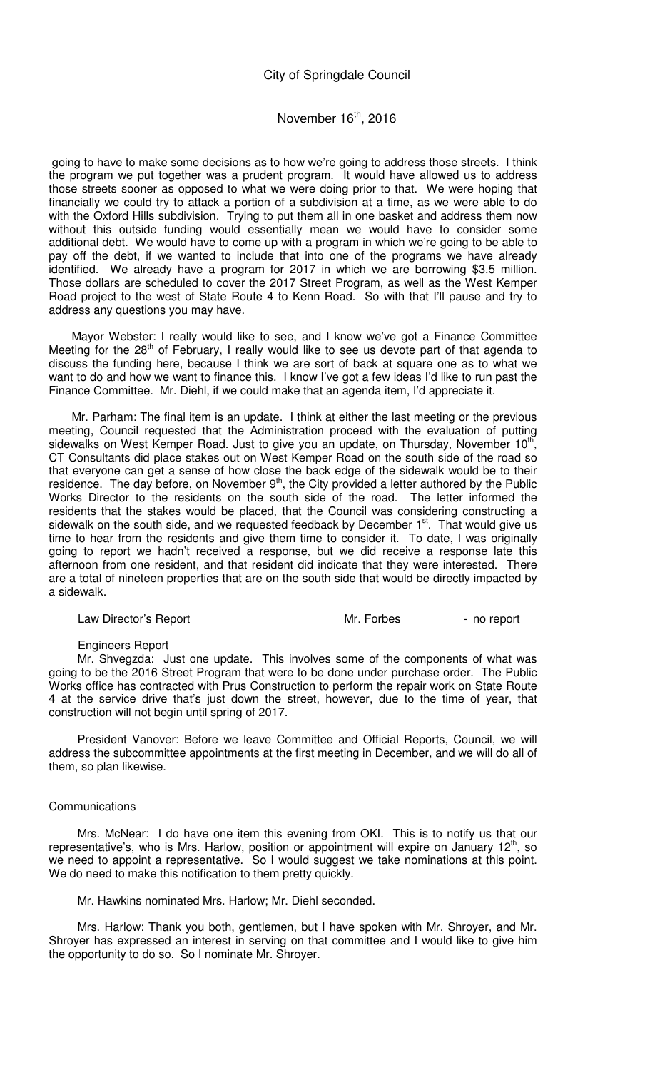going to have to make some decisions as to how we're going to address those streets. I think the program we put together was a prudent program. It would have allowed us to address those streets sooner as opposed to what we were doing prior to that. We were hoping that financially we could try to attack a portion of a subdivision at a time, as we were able to do with the Oxford Hills subdivision. Trying to put them all in one basket and address them now without this outside funding would essentially mean we would have to consider some additional debt. We would have to come up with a program in which we're going to be able to pay off the debt, if we wanted to include that into one of the programs we have already identified. We already have a program for 2017 in which we are borrowing $3.5 million. Those dollars are scheduled to cover the 2017 Street Program, as well as the West Kemper Road project to the west of State Route 4 to Kenn Road. So with that I'll pause and try to address any questions you may have.

Mayor Webster: I really would like to see, and I know we've got a Finance Committee Meeting for the 28th of February, I really would like to see us devote part of that agenda to discuss the funding here, because I think we are sort of back at square one as to what we want to do and how we want to finance this. I know I've got a few ideas I'd like to run past the Finance Committee. Mr. Diehl, if we could make that an agenda item, I'd appreciate it.

Mr. Parham: The final item is an update. I think at either the last meeting or the previous meeting, Council requested that the Administration proceed with the evaluation of putting sidewalks on West Kemper Road. Just to give you an update, on Thursday, November 10th, CT Consultants did place stakes out on West Kemper Road on the south side of the road so that everyone can get a sense of how close the back edge of the sidewalk would be to their residence. The day before, on November 9th, the City provided a letter authored by the Public Works Director to the residents on the south side of the road. The letter informed the residents that the stakes would be placed, that the Council was considering constructing a sidewalk on the south side, and we requested feedback by December 1st. That would give us time to hear from the residents and give them time to consider it. To date, I was originally going to report we hadn't received a response, but we did receive a response late this afternoon from one resident, and that resident did indicate that they were interested. There are a total of nineteen properties that are on the south side that would be directly impacted by a sidewalk.

Law Director's Report Mr. Forbes - no report

Engineers Report

Mr. Shvegzda: Just one update. This involves some of the components of what was going to be the 2016 Street Program that were to be done under purchase order. The Public Works office has contracted with Prus Construction to perform the repair work on State Route 4 at the service drive that's just down the street, however, due to the time of year, that construction will not begin until spring of 2017.

President Vanover: Before we leave Committee and Official Reports, Council, we will address the subcommittee appointments at the first meeting in December, and we will do all of them, so plan likewise.

Communications

Mrs. McNear: I do have one item this evening from OKI. This is to notify us that our representative's, who is Mrs. Harlow, position or appointment will expire on January 12th, so we need to appoint a representative. So I would suggest we take nominations at this point. We do need to make this notification to them pretty quickly.

Mr. Hawkins nominated Mrs. Harlow; Mr. Diehl seconded.

Mrs. Harlow: Thank you both, gentlemen, but I have spoken with Mr. Shroyer, and Mr. Shroyer has expressed an interest in serving on that committee and I would like to give him the opportunity to do so. So I nominate Mr. Shroyer.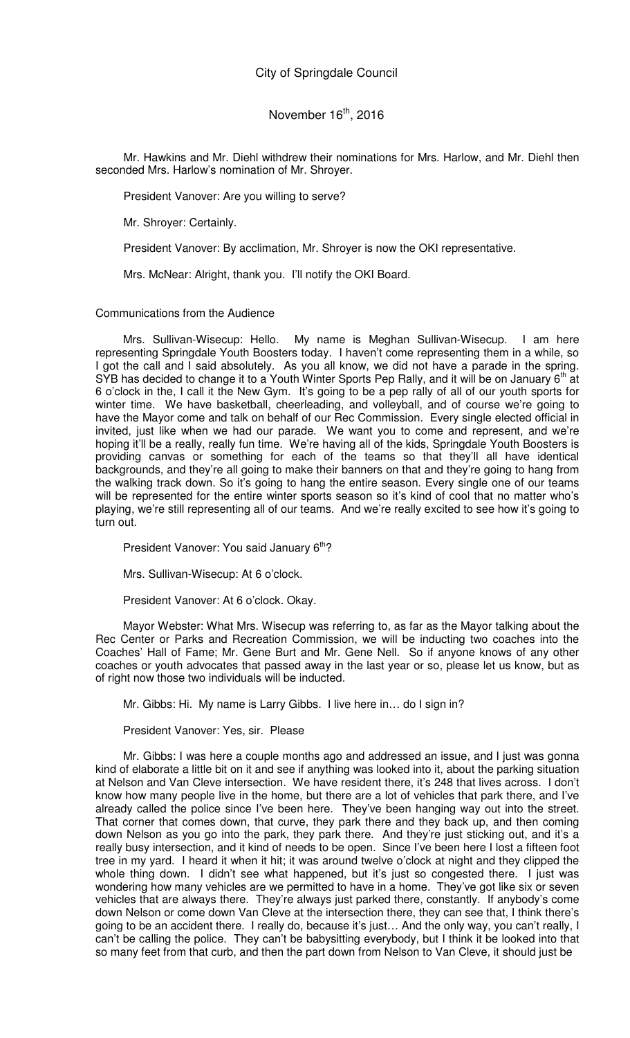Mr. Hawkins and Mr. Diehl withdrew their nominations for Mrs. Harlow, and Mr. Diehl then seconded Mrs. Harlow's nomination of Mr. Shroyer.

President Vanover: Are you willing to serve?

Mr. Shroyer: Certainly.

President Vanover: By acclimation, Mr. Shroyer is now the OKI representative.

Mrs. McNear: Alright, thank you. I'll notify the OKI Board.

Communications from the Audience

Mrs. Sullivan-Wisecup: Hello. My name is Meghan Sullivan-Wisecup. I am here representing Springdale Youth Boosters today. I haven't come representing them in a while, so I got the call and I said absolutely. As you all know, we did not have a parade in the spring. SYB has decided to change it to a Youth Winter Sports Pep Rally, and it will be on January 6th at 6 o'clock in the, I call it the New Gym. It's going to be a pep rally of all of our youth sports for winter time. We have basketball, cheerleading, and volleyball, and of course we're going to have the Mayor come and talk on behalf of our Rec Commission. Every single elected official in invited, just like when we had our parade. We want you to come and represent, and we're hoping it'll be a really, really fun time. We're having all of the kids, Springdale Youth Boosters is providing canvas or something for each of the teams so that they'll all have identical backgrounds, and they're all going to make their banners on that and they're going to hang from the walking track down. So it's going to hang the entire season. Every single one of our teams will be represented for the entire winter sports season so it's kind of cool that no matter who's playing, we're still representing all of our teams. And we're really excited to see how it's going to turn out.

President Vanover: You said January 6th?

Mrs. Sullivan-Wisecup: At 6 o'clock.

President Vanover: At 6 o'clock. Okay.

Mayor Webster: What Mrs. Wisecup was referring to, as far as the Mayor talking about the Rec Center or Parks and Recreation Commission, we will be inducting two coaches into the Coaches' Hall of Fame; Mr. Gene Burt and Mr. Gene Nell. So if anyone knows of any other coaches or youth advocates that passed away in the last year or so, please let us know, but as of right now those two individuals will be inducted.

Mr. Gibbs: Hi. My name is Larry Gibbs. I live here in… do I sign in?

President Vanover: Yes, sir. Please

Mr. Gibbs: I was here a couple months ago and addressed an issue, and I just was gonna kind of elaborate a little bit on it and see if anything was looked into it, about the parking situation at Nelson and Van Cleve intersection. We have resident there, it's 248 that lives across. I don't know how many people live in the home, but there are a lot of vehicles that park there, and I've already called the police since I've been here. They've been hanging way out into the street. That corner that comes down, that curve, they park there and they back up, and then coming down Nelson as you go into the park, they park there. And they're just sticking out, and it's a really busy intersection, and it kind of needs to be open. Since I've been here I lost a fifteen foot tree in my yard. I heard it when it hit; it was around twelve o'clock at night and they clipped the whole thing down. I didn't see what happened, but it's just so congested there. I just was wondering how many vehicles are we permitted to have in a home. They've got like six or seven vehicles that are always there. They're always just parked there, constantly. If anybody's come down Nelson or come down Van Cleve at the intersection there, they can see that, I think there's going to be an accident there. I really do, because it's just… And the only way, you can't really, I can't be calling the police. They can't be babysitting everybody, but I think it be looked into that so many feet from that curb, and then the part down from Nelson to Van Cleve, it should just be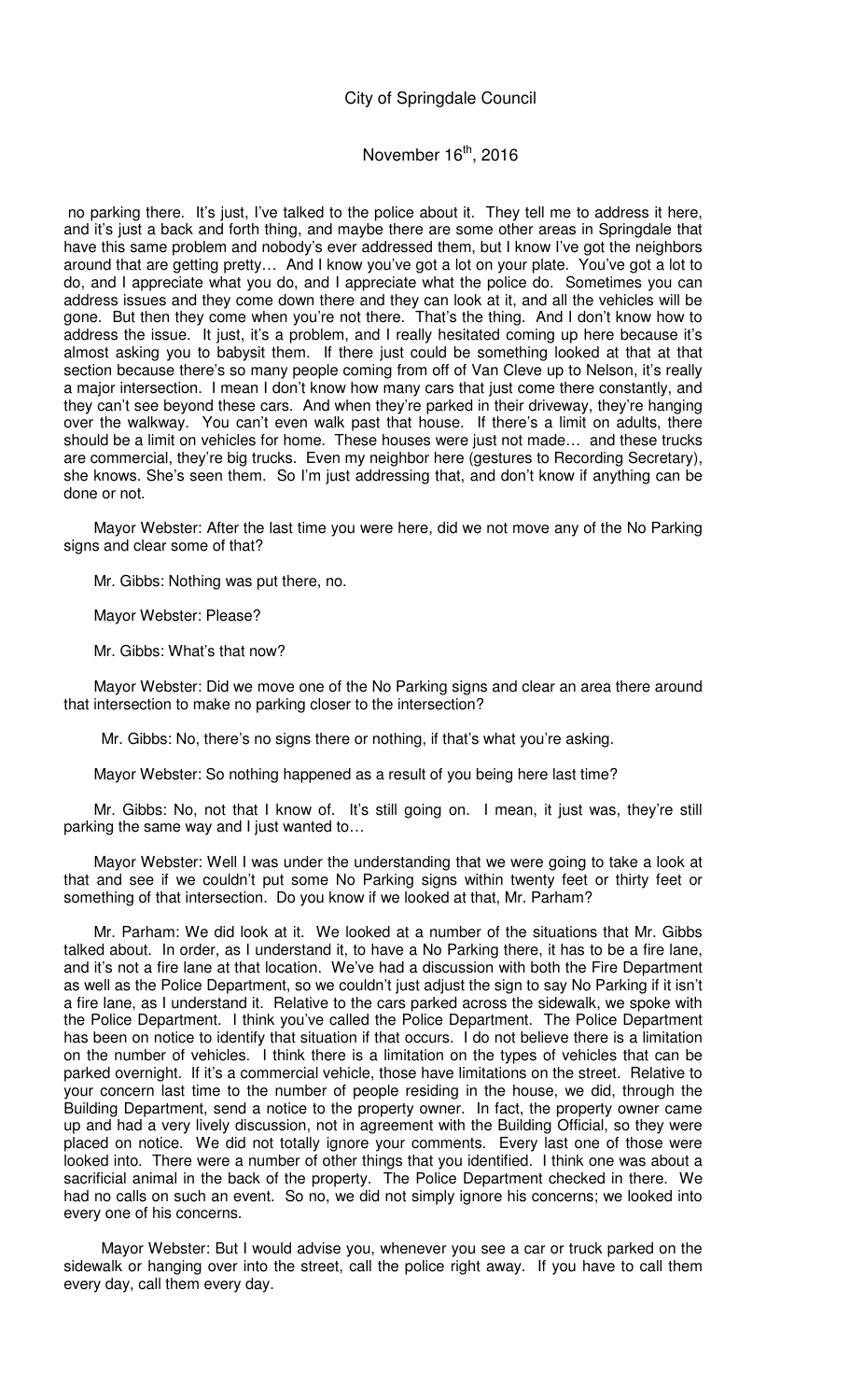no parking there. It's just, I've talked to the police about it. They tell me to address it here, and it's just a back and forth thing, and maybe there are some other areas in Springdale that have this same problem and nobody's ever addressed them, but I know I've got the neighbors around that are getting pretty… And I know you've got a lot on your plate. You've got a lot to do, and I appreciate what you do, and I appreciate what the police do. Sometimes you can address issues and they come down there and they can look at it, and all the vehicles will be gone. But then they come when you're not there. That's the thing. And I don't know how to address the issue. It just, it's a problem, and I really hesitated coming up here because it's almost asking you to babysit them. If there just could be something looked at that at that section because there's so many people coming from off of Van Cleve up to Nelson, it's really a major intersection. I mean I don't know how many cars that just come there constantly, and they can't see beyond these cars. And when they're parked in their driveway, they're hanging over the walkway. You can't even walk past that house. If there's a limit on adults, there should be a limit on vehicles for home. These houses were just not made… and these trucks are commercial, they're big trucks. Even my neighbor here (gestures to Recording Secretary), she knows. She's seen them. So I'm just addressing that, and don't know if anything can be done or not.

Mayor Webster: After the last time you were here, did we not move any of the No Parking signs and clear some of that?

Mr. Gibbs: Nothing was put there, no.

Mayor Webster: Please?

Mr. Gibbs: What's that now?

Mayor Webster: Did we move one of the No Parking signs and clear an area there around that intersection to make no parking closer to the intersection?

Mr. Gibbs: No, there's no signs there or nothing, if that's what you're asking.

Mayor Webster: So nothing happened as a result of you being here last time?

Mr. Gibbs: No, not that I know of. It's still going on. I mean, it just was, they're still parking the same way and I just wanted to…

Mayor Webster: Well I was under the understanding that we were going to take a look at that and see if we couldn't put some No Parking signs within twenty feet or thirty feet or something of that intersection. Do you know if we looked at that, Mr. Parham?

Mr. Parham: We did look at it. We looked at a number of the situations that Mr. Gibbs talked about. In order, as I understand it, to have a No Parking there, it has to be a fire lane, and it's not a fire lane at that location. We've had a discussion with both the Fire Department as well as the Police Department, so we couldn't just adjust the sign to say No Parking if it isn't a fire lane, as I understand it. Relative to the cars parked across the sidewalk, we spoke with the Police Department. I think you've called the Police Department. The Police Department has been on notice to identify that situation if that occurs. I do not believe there is a limitation on the number of vehicles. I think there is a limitation on the types of vehicles that can be parked overnight. If it's a commercial vehicle, those have limitations on the street. Relative to your concern last time to the number of people residing in the house, we did, through the Building Department, send a notice to the property owner. In fact, the property owner came up and had a very lively discussion, not in agreement with the Building Official, so they were placed on notice. We did not totally ignore your comments. Every last one of those were looked into. There were a number of other things that you identified. I think one was about a sacrificial animal in the back of the property. The Police Department checked in there. We had no calls on such an event. So no, we did not simply ignore his concerns; we looked into every one of his concerns.

Mayor Webster: But I would advise you, whenever you see a car or truck parked on the sidewalk or hanging over into the street, call the police right away. If you have to call them every day, call them every day.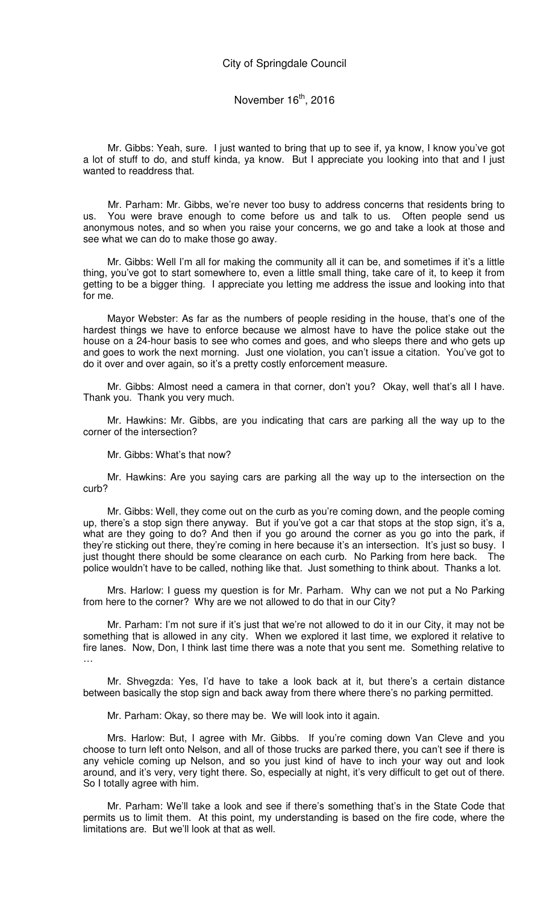Mr. Gibbs: Yeah, sure. I just wanted to bring that up to see if, ya know, I know you've got a lot of stuff to do, and stuff kinda, ya know. But I appreciate you looking into that and I just wanted to readdress that.

Mr. Parham: Mr. Gibbs, we're never too busy to address concerns that residents bring to us. You were brave enough to come before us and talk to us. Often people send us anonymous notes, and so when you raise your concerns, we go and take a look at those and see what we can do to make those go away.

Mr. Gibbs: Well I'm all for making the community all it can be, and sometimes if it's a little thing, you've got to start somewhere to, even a little small thing, take care of it, to keep it from getting to be a bigger thing. I appreciate you letting me address the issue and looking into that for me.

Mayor Webster: As far as the numbers of people residing in the house, that's one of the hardest things we have to enforce because we almost have to have the police stake out the house on a 24-hour basis to see who comes and goes, and who sleeps there and who gets up and goes to work the next morning. Just one violation, you can't issue a citation. You've got to do it over and over again, so it's a pretty costly enforcement measure.

Mr. Gibbs: Almost need a camera in that corner, don't you? Okay, well that's all I have. Thank you. Thank you very much.

Mr. Hawkins: Mr. Gibbs, are you indicating that cars are parking all the way up to the corner of the intersection?

Mr. Gibbs: What's that now?

Mr. Hawkins: Are you saying cars are parking all the way up to the intersection on the curb?

Mr. Gibbs: Well, they come out on the curb as you're coming down, and the people coming up, there's a stop sign there anyway. But if you've got a car that stops at the stop sign, it's a, what are they going to do? And then if you go around the corner as you go into the park, if they're sticking out there, they're coming in here because it's an intersection. It's just so busy. I just thought there should be some clearance on each curb. No Parking from here back. The police wouldn't have to be called, nothing like that. Just something to think about. Thanks a lot.

Mrs. Harlow: I guess my question is for Mr. Parham. Why can we not put a No Parking from here to the corner? Why are we not allowed to do that in our City?

Mr. Parham: I'm not sure if it's just that we're not allowed to do it in our City, it may not be something that is allowed in any city. When we explored it last time, we explored it relative to fire lanes. Now, Don, I think last time there was a note that you sent me. Something relative to …

Mr. Shvegzda: Yes, I'd have to take a look back at it, but there's a certain distance between basically the stop sign and back away from there where there's no parking permitted.

Mr. Parham: Okay, so there may be. We will look into it again.

Mrs. Harlow: But, I agree with Mr. Gibbs. If you're coming down Van Cleve and you choose to turn left onto Nelson, and all of those trucks are parked there, you can't see if there is any vehicle coming up Nelson, and so you just kind of have to inch your way out and look around, and it's very, very tight there. So, especially at night, it's very difficult to get out of there. So I totally agree with him.

Mr. Parham: We'll take a look and see if there's something that's in the State Code that permits us to limit them. At this point, my understanding is based on the fire code, where the limitations are. But we'll look at that as well.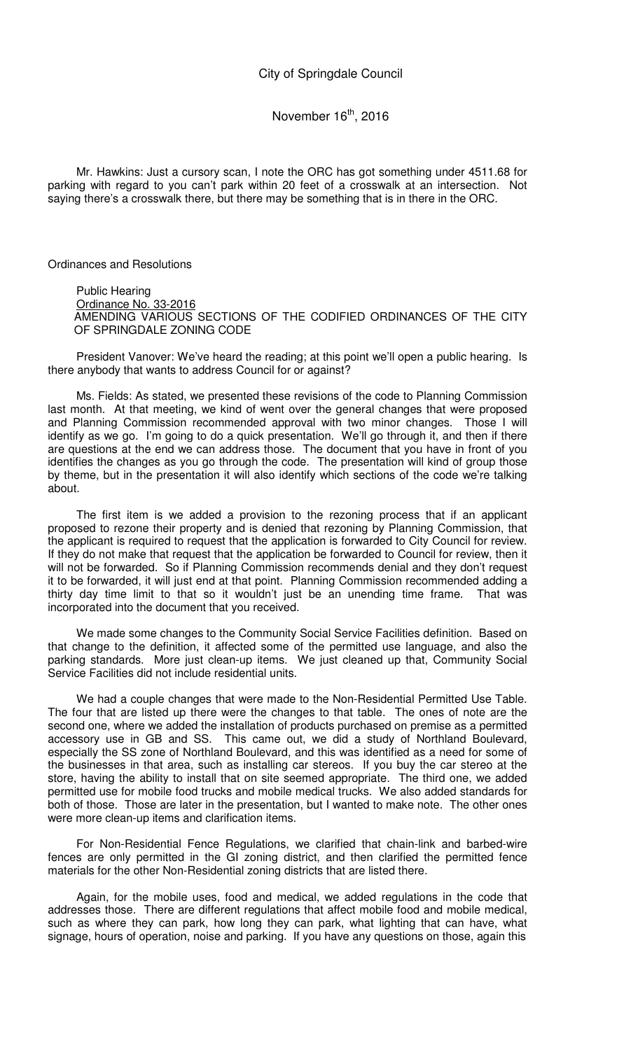Mr. Hawkins: Just a cursory scan, I note the ORC has got something under 4511.68 for parking with regard to you can't park within 20 feet of a crosswalk at an intersection. Not saying there's a crosswalk there, but there may be something that is in there in the ORC.

Ordinances and Resolutions

Public Hearing
Ordinance No. 33-2016
AMENDING VARIOUS SECTIONS OF THE CODIFIED ORDINANCES OF THE CITY OF SPRINGDALE ZONING CODE

President Vanover: We've heard the reading; at this point we'll open a public hearing. Is there anybody that wants to address Council for or against?

Ms. Fields: As stated, we presented these revisions of the code to Planning Commission last month. At that meeting, we kind of went over the general changes that were proposed and Planning Commission recommended approval with two minor changes. Those I will identify as we go. I'm going to do a quick presentation. We'll go through it, and then if there are questions at the end we can address those. The document that you have in front of you identifies the changes as you go through the code. The presentation will kind of group those by theme, but in the presentation it will also identify which sections of the code we're talking about.

The first item is we added a provision to the rezoning process that if an applicant proposed to rezone their property and is denied that rezoning by Planning Commission, that the applicant is required to request that the application is forwarded to City Council for review. If they do not make that request that the application be forwarded to Council for review, then it will not be forwarded. So if Planning Commission recommends denial and they don't request it to be forwarded, it will just end at that point. Planning Commission recommended adding a thirty day time limit to that so it wouldn't just be an unending time frame. That was incorporated into the document that you received.

We made some changes to the Community Social Service Facilities definition. Based on that change to the definition, it affected some of the permitted use language, and also the parking standards. More just clean-up items. We just cleaned up that, Community Social Service Facilities did not include residential units.

We had a couple changes that were made to the Non-Residential Permitted Use Table. The four that are listed up there were the changes to that table. The ones of note are the second one, where we added the installation of products purchased on premise as a permitted accessory use in GB and SS. This came out, we did a study of Northland Boulevard, especially the SS zone of Northland Boulevard, and this was identified as a need for some of the businesses in that area, such as installing car stereos. If you buy the car stereo at the store, having the ability to install that on site seemed appropriate. The third one, we added permitted use for mobile food trucks and mobile medical trucks. We also added standards for both of those. Those are later in the presentation, but I wanted to make note. The other ones were more clean-up items and clarification items.

For Non-Residential Fence Regulations, we clarified that chain-link and barbed-wire fences are only permitted in the GI zoning district, and then clarified the permitted fence materials for the other Non-Residential zoning districts that are listed there.

Again, for the mobile uses, food and medical, we added regulations in the code that addresses those. There are different regulations that affect mobile food and mobile medical, such as where they can park, how long they can park, what lighting that can have, what signage, hours of operation, noise and parking. If you have any questions on those, again this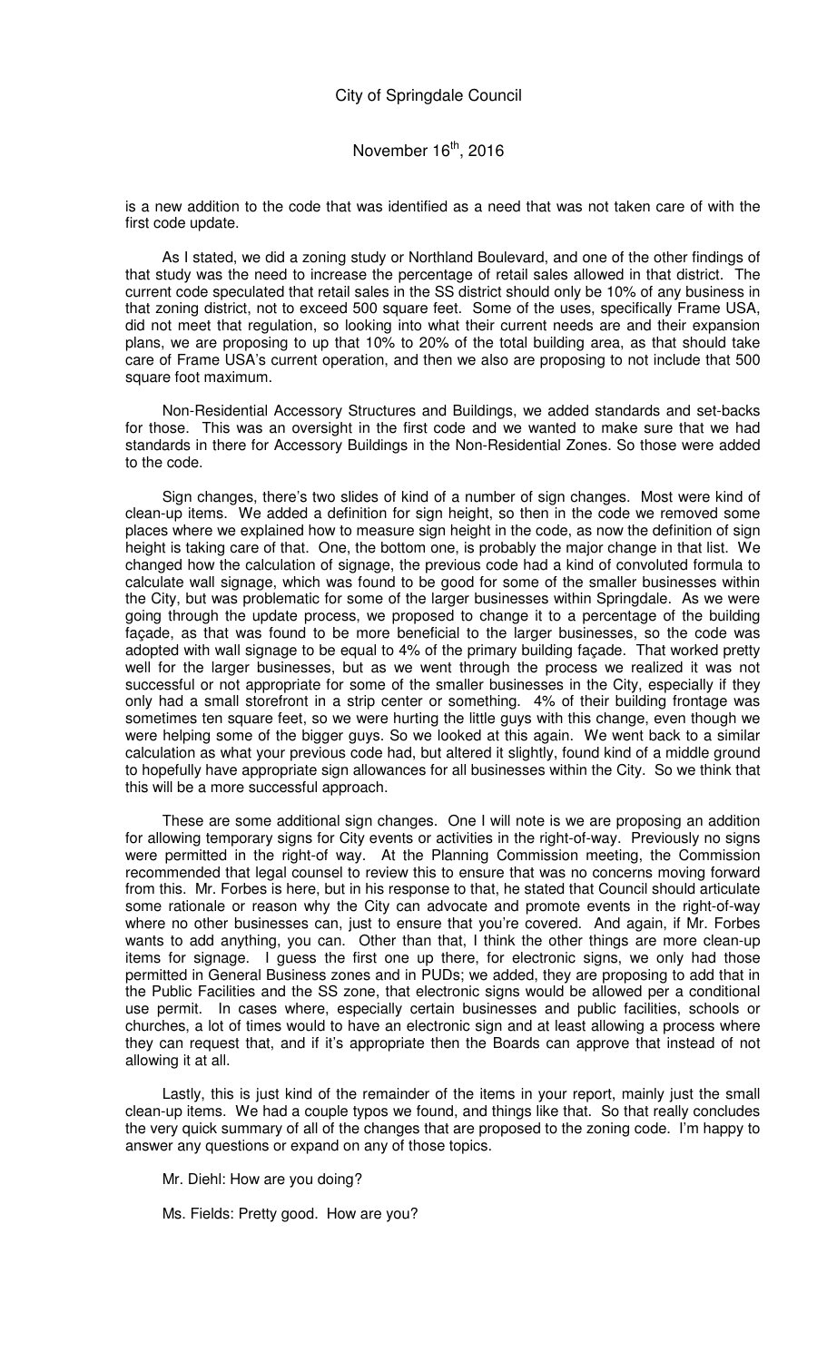is a new addition to the code that was identified as a need that was not taken care of with the first code update.

As I stated, we did a zoning study or Northland Boulevard, and one of the other findings of that study was the need to increase the percentage of retail sales allowed in that district. The current code speculated that retail sales in the SS district should only be 10% of any business in that zoning district, not to exceed 500 square feet. Some of the uses, specifically Frame USA, did not meet that regulation, so looking into what their current needs are and their expansion plans, we are proposing to up that 10% to 20% of the total building area, as that should take care of Frame USA's current operation, and then we also are proposing to not include that 500 square foot maximum.

Non-Residential Accessory Structures and Buildings, we added standards and set-backs for those. This was an oversight in the first code and we wanted to make sure that we had standards in there for Accessory Buildings in the Non-Residential Zones. So those were added to the code.

Sign changes, there's two slides of kind of a number of sign changes. Most were kind of clean-up items. We added a definition for sign height, so then in the code we removed some places where we explained how to measure sign height in the code, as now the definition of sign height is taking care of that. One, the bottom one, is probably the major change in that list. We changed how the calculation of signage, the previous code had a kind of convoluted formula to calculate wall signage, which was found to be good for some of the smaller businesses within the City, but was problematic for some of the larger businesses within Springdale. As we were going through the update process, we proposed to change it to a percentage of the building façade, as that was found to be more beneficial to the larger businesses, so the code was adopted with wall signage to be equal to 4% of the primary building façade. That worked pretty well for the larger businesses, but as we went through the process we realized it was not successful or not appropriate for some of the smaller businesses in the City, especially if they only had a small storefront in a strip center or something. 4% of their building frontage was sometimes ten square feet, so we were hurting the little guys with this change, even though we were helping some of the bigger guys. So we looked at this again. We went back to a similar calculation as what your previous code had, but altered it slightly, found kind of a middle ground to hopefully have appropriate sign allowances for all businesses within the City. So we think that this will be a more successful approach.

These are some additional sign changes. One I will note is we are proposing an addition for allowing temporary signs for City events or activities in the right-of-way. Previously no signs were permitted in the right-of way. At the Planning Commission meeting, the Commission recommended that legal counsel to review this to ensure that was no concerns moving forward from this. Mr. Forbes is here, but in his response to that, he stated that Council should articulate some rationale or reason why the City can advocate and promote events in the right-of-way where no other businesses can, just to ensure that you're covered. And again, if Mr. Forbes wants to add anything, you can. Other than that, I think the other things are more clean-up items for signage. I guess the first one up there, for electronic signs, we only had those permitted in General Business zones and in PUDs; we added, they are proposing to add that in the Public Facilities and the SS zone, that electronic signs would be allowed per a conditional use permit. In cases where, especially certain businesses and public facilities, schools or churches, a lot of times would to have an electronic sign and at least allowing a process where they can request that, and if it's appropriate then the Boards can approve that instead of not allowing it at all.

Lastly, this is just kind of the remainder of the items in your report, mainly just the small clean-up items. We had a couple typos we found, and things like that. So that really concludes the very quick summary of all of the changes that are proposed to the zoning code. I'm happy to answer any questions or expand on any of those topics.

Mr. Diehl: How are you doing?

Ms. Fields: Pretty good. How are you?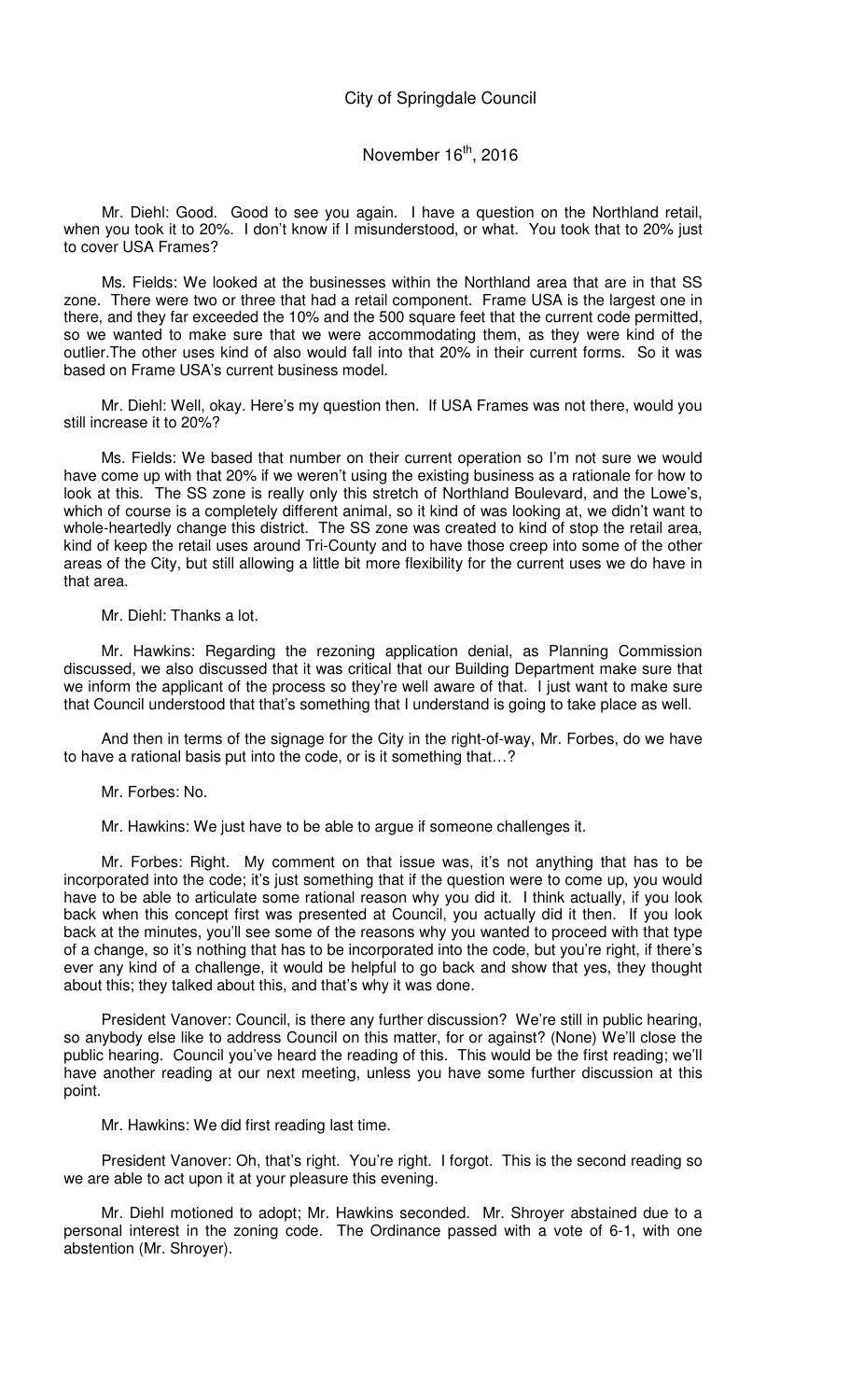Mr. Diehl: Good. Good to see you again. I have a question on the Northland retail, when you took it to 20%. I don't know if I misunderstood, or what. You took that to 20% just to cover USA Frames?

Ms. Fields: We looked at the businesses within the Northland area that are in that SS zone. There were two or three that had a retail component. Frame USA is the largest one in there, and they far exceeded the 10% and the 500 square feet that the current code permitted, so we wanted to make sure that we were accommodating them, as they were kind of the outlier.The other uses kind of also would fall into that 20% in their current forms. So it was based on Frame USA's current business model.

Mr. Diehl: Well, okay. Here's my question then. If USA Frames was not there, would you still increase it to 20%?

Ms. Fields: We based that number on their current operation so I'm not sure we would have come up with that 20% if we weren't using the existing business as a rationale for how to look at this. The SS zone is really only this stretch of Northland Boulevard, and the Lowe's, which of course is a completely different animal, so it kind of was looking at, we didn't want to whole-heartedly change this district. The SS zone was created to kind of stop the retail area, kind of keep the retail uses around Tri-County and to have those creep into some of the other areas of the City, but still allowing a little bit more flexibility for the current uses we do have in that area.

Mr. Diehl: Thanks a lot.

Mr. Hawkins: Regarding the rezoning application denial, as Planning Commission discussed, we also discussed that it was critical that our Building Department make sure that we inform the applicant of the process so they're well aware of that. I just want to make sure that Council understood that that's something that I understand is going to take place as well.

And then in terms of the signage for the City in the right-of-way, Mr. Forbes, do we have to have a rational basis put into the code, or is it something that…?

Mr. Forbes: No.

Mr. Hawkins: We just have to be able to argue if someone challenges it.

Mr. Forbes: Right. My comment on that issue was, it's not anything that has to be incorporated into the code; it's just something that if the question were to come up, you would have to be able to articulate some rational reason why you did it. I think actually, if you look back when this concept first was presented at Council, you actually did it then. If you look back at the minutes, you'll see some of the reasons why you wanted to proceed with that type of a change, so it's nothing that has to be incorporated into the code, but you're right, if there's ever any kind of a challenge, it would be helpful to go back and show that yes, they thought about this; they talked about this, and that's why it was done.

President Vanover: Council, is there any further discussion? We're still in public hearing, so anybody else like to address Council on this matter, for or against? (None) We'll close the public hearing. Council you've heard the reading of this. This would be the first reading; we'll have another reading at our next meeting, unless you have some further discussion at this point.

Mr. Hawkins: We did first reading last time.

President Vanover: Oh, that's right. You're right. I forgot. This is the second reading so we are able to act upon it at your pleasure this evening.

Mr. Diehl motioned to adopt; Mr. Hawkins seconded. Mr. Shroyer abstained due to a personal interest in the zoning code. The Ordinance passed with a vote of 6-1, with one abstention (Mr. Shroyer).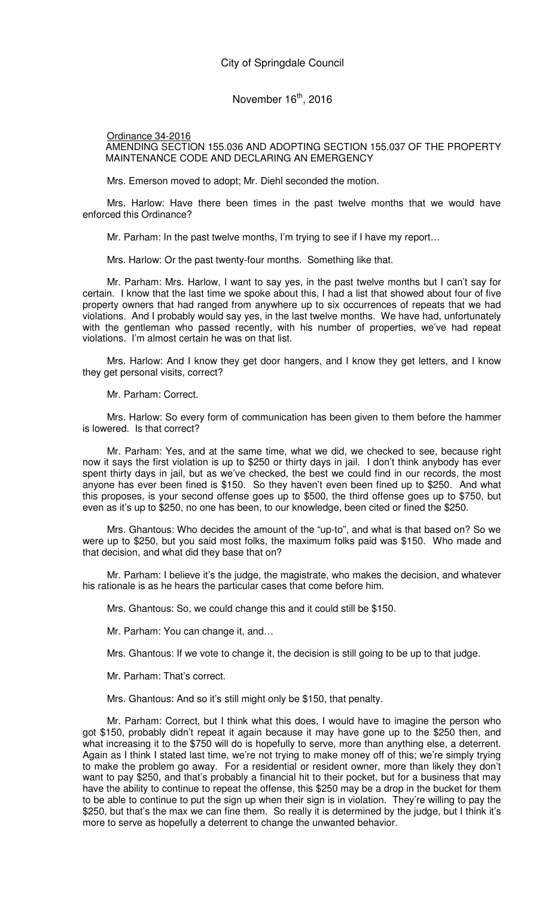Ordinance 34-2016
AMENDING SECTION 155.036 AND ADOPTING SECTION 155.037 OF THE PROPERTY MAINTENANCE CODE AND DECLARING AN EMERGENCY

Mrs. Emerson moved to adopt; Mr. Diehl seconded the motion.

Mrs. Harlow: Have there been times in the past twelve months that we would have enforced this Ordinance?

Mr. Parham: In the past twelve months, I'm trying to see if I have my report…

Mrs. Harlow: Or the past twenty-four months. Something like that.

Mr. Parham: Mrs. Harlow, I want to say yes, in the past twelve months but I can't say for certain. I know that the last time we spoke about this, I had a list that showed about four of five property owners that had ranged from anywhere up to six occurrences of repeats that we had violations. And I probably would say yes, in the last twelve months. We have had, unfortunately with the gentleman who passed recently, with his number of properties, we've had repeat violations. I'm almost certain he was on that list.

Mrs. Harlow: And I know they get door hangers, and I know they get letters, and I know they get personal visits, correct?

Mr. Parham: Correct.

Mrs. Harlow: So every form of communication has been given to them before the hammer is lowered. Is that correct?

Mr. Parham: Yes, and at the same time, what we did, we checked to see, because right now it says the first violation is up to $250 or thirty days in jail. I don't think anybody has ever spent thirty days in jail, but as we've checked, the best we could find in our records, the most anyone has ever been fined is $150. So they haven't even been fined up to $250. And what this proposes, is your second offense goes up to $500, the third offense goes up to $750, but even as it's up to $250, no one has been, to our knowledge, been cited or fined the $250.

Mrs. Ghantous: Who decides the amount of the "up-to", and what is that based on? So we were up to $250, but you said most folks, the maximum folks paid was $150. Who made and that decision, and what did they base that on?

Mr. Parham: I believe it's the judge, the magistrate, who makes the decision, and whatever his rationale is as he hears the particular cases that come before him.

Mrs. Ghantous: So, we could change this and it could still be $150.

Mr. Parham: You can change it, and…

Mrs. Ghantous: If we vote to change it, the decision is still going to be up to that judge.

Mr. Parham: That's correct.

Mrs. Ghantous: And so it's still might only be $150, that penalty.

Mr. Parham: Correct, but I think what this does, I would have to imagine the person who got $150, probably didn't repeat it again because it may have gone up to the $250 then, and what increasing it to the $750 will do is hopefully to serve, more than anything else, a deterrent. Again as I think I stated last time, we're not trying to make money off of this; we're simply trying to make the problem go away. For a residential or resident owner, more than likely they don't want to pay $250, and that's probably a financial hit to their pocket, but for a business that may have the ability to continue to repeat the offense, this $250 may be a drop in the bucket for them to be able to continue to put the sign up when their sign is in violation. They're willing to pay the $250, but that's the max we can fine them. So really it is determined by the judge, but I think it's more to serve as hopefully a deterrent to change the unwanted behavior.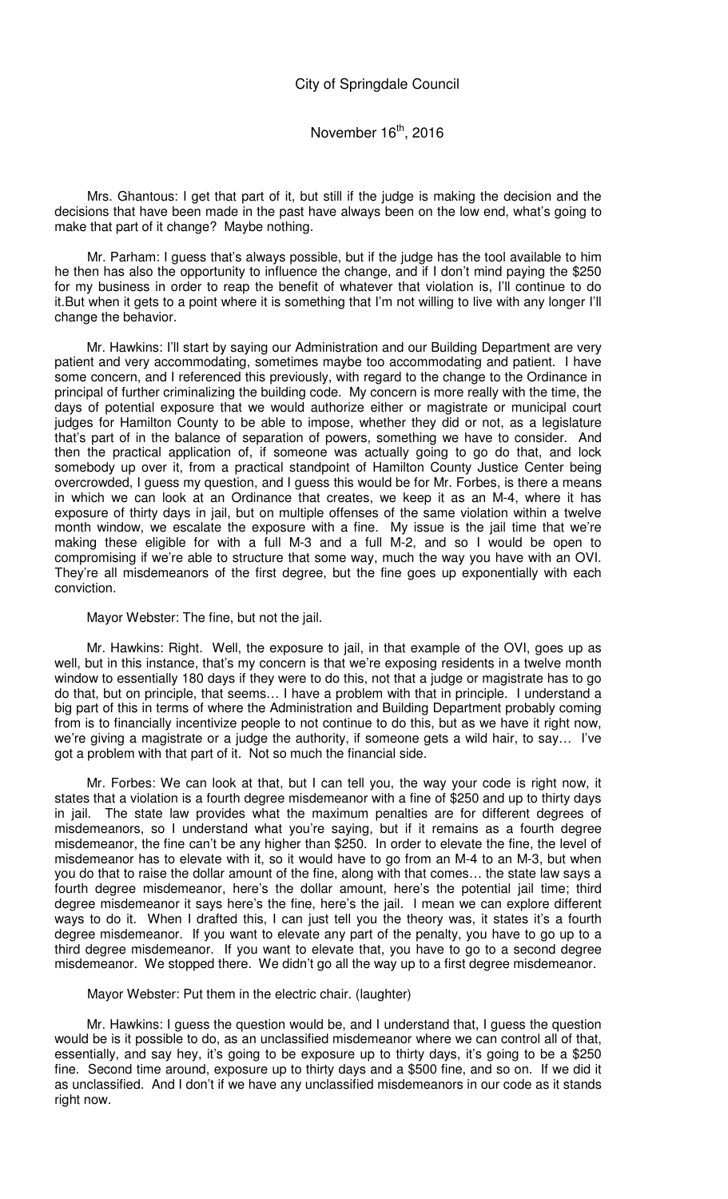Mrs. Ghantous: I get that part of it, but still if the judge is making the decision and the decisions that have been made in the past have always been on the low end, what's going to make that part of it change? Maybe nothing.

Mr. Parham: I guess that's always possible, but if the judge has the tool available to him he then has also the opportunity to influence the change, and if I don't mind paying the $250 for my business in order to reap the benefit of whatever that violation is, I'll continue to do it.But when it gets to a point where it is something that I'm not willing to live with any longer I'll change the behavior.

Mr. Hawkins: I'll start by saying our Administration and our Building Department are very patient and very accommodating, sometimes maybe too accommodating and patient. I have some concern, and I referenced this previously, with regard to the change to the Ordinance in principal of further criminalizing the building code. My concern is more really with the time, the days of potential exposure that we would authorize either or magistrate or municipal court judges for Hamilton County to be able to impose, whether they did or not, as a legislature that's part of in the balance of separation of powers, something we have to consider. And then the practical application of, if someone was actually going to go do that, and lock somebody up over it, from a practical standpoint of Hamilton County Justice Center being overcrowded, I guess my question, and I guess this would be for Mr. Forbes, is there a means in which we can look at an Ordinance that creates, we keep it as an M-4, where it has exposure of thirty days in jail, but on multiple offenses of the same violation within a twelve month window, we escalate the exposure with a fine. My issue is the jail time that we're making these eligible for with a full M-3 and a full M-2, and so I would be open to compromising if we're able to structure that some way, much the way you have with an OVI. They're all misdemeanors of the first degree, but the fine goes up exponentially with each conviction.

Mayor Webster: The fine, but not the jail.

Mr. Hawkins: Right. Well, the exposure to jail, in that example of the OVI, goes up as well, but in this instance, that's my concern is that we're exposing residents in a twelve month window to essentially 180 days if they were to do this, not that a judge or magistrate has to go do that, but on principle, that seems… I have a problem with that in principle. I understand a big part of this in terms of where the Administration and Building Department probably coming from is to financially incentivize people to not continue to do this, but as we have it right now, we're giving a magistrate or a judge the authority, if someone gets a wild hair, to say… I've got a problem with that part of it. Not so much the financial side.

Mr. Forbes: We can look at that, but I can tell you, the way your code is right now, it states that a violation is a fourth degree misdemeanor with a fine of $250 and up to thirty days in jail. The state law provides what the maximum penalties are for different degrees of misdemeanors, so I understand what you're saying, but if it remains as a fourth degree misdemeanor, the fine can't be any higher than $250. In order to elevate the fine, the level of misdemeanor has to elevate with it, so it would have to go from an M-4 to an M-3, but when you do that to raise the dollar amount of the fine, along with that comes… the state law says a fourth degree misdemeanor, here's the dollar amount, here's the potential jail time; third degree misdemeanor it says here's the fine, here's the jail. I mean we can explore different ways to do it. When I drafted this, I can just tell you the theory was, it states it's a fourth degree misdemeanor. If you want to elevate any part of the penalty, you have to go up to a third degree misdemeanor. If you want to elevate that, you have to go to a second degree misdemeanor. We stopped there. We didn't go all the way up to a first degree misdemeanor.

Mayor Webster: Put them in the electric chair. (laughter)

Mr. Hawkins: I guess the question would be, and I understand that, I guess the question would be is it possible to do, as an unclassified misdemeanor where we can control all of that, essentially, and say hey, it's going to be exposure up to thirty days, it's going to be a $250 fine. Second time around, exposure up to thirty days and a $500 fine, and so on. If we did it as unclassified. And I don't if we have any unclassified misdemeanors in our code as it stands right now.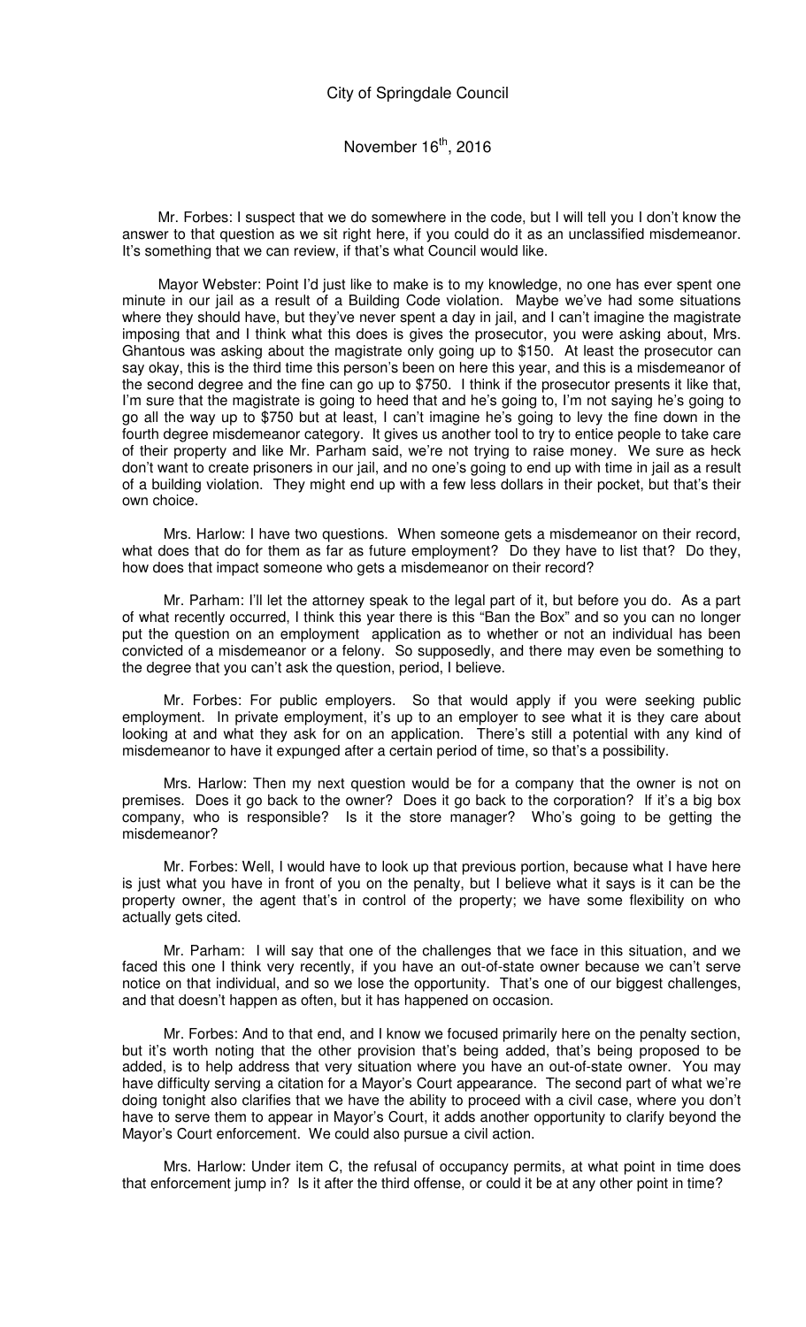Mr. Forbes: I suspect that we do somewhere in the code, but I will tell you I don't know the answer to that question as we sit right here, if you could do it as an unclassified misdemeanor. It's something that we can review, if that's what Council would like.

Mayor Webster: Point I'd just like to make is to my knowledge, no one has ever spent one minute in our jail as a result of a Building Code violation. Maybe we've had some situations where they should have, but they've never spent a day in jail, and I can't imagine the magistrate imposing that and I think what this does is gives the prosecutor, you were asking about, Mrs. Ghantous was asking about the magistrate only going up to $150. At least the prosecutor can say okay, this is the third time this person's been on here this year, and this is a misdemeanor of the second degree and the fine can go up to $750. I think if the prosecutor presents it like that, I'm sure that the magistrate is going to heed that and he's going to, I'm not saying he's going to go all the way up to $750 but at least, I can't imagine he's going to levy the fine down in the fourth degree misdemeanor category. It gives us another tool to try to entice people to take care of their property and like Mr. Parham said, we're not trying to raise money. We sure as heck don't want to create prisoners in our jail, and no one's going to end up with time in jail as a result of a building violation. They might end up with a few less dollars in their pocket, but that's their own choice.

Mrs. Harlow: I have two questions. When someone gets a misdemeanor on their record, what does that do for them as far as future employment? Do they have to list that? Do they, how does that impact someone who gets a misdemeanor on their record?

Mr. Parham: I'll let the attorney speak to the legal part of it, but before you do. As a part of what recently occurred, I think this year there is this "Ban the Box" and so you can no longer put the question on an employment application as to whether or not an individual has been convicted of a misdemeanor or a felony. So supposedly, and there may even be something to the degree that you can't ask the question, period, I believe.

Mr. Forbes: For public employers. So that would apply if you were seeking public employment. In private employment, it's up to an employer to see what it is they care about looking at and what they ask for on an application. There's still a potential with any kind of misdemeanor to have it expunged after a certain period of time, so that's a possibility.

Mrs. Harlow: Then my next question would be for a company that the owner is not on premises. Does it go back to the owner? Does it go back to the corporation? If it's a big box company, who is responsible? Is it the store manager? Who's going to be getting the misdemeanor?

Mr. Forbes: Well, I would have to look up that previous portion, because what I have here is just what you have in front of you on the penalty, but I believe what it says is it can be the property owner, the agent that's in control of the property; we have some flexibility on who actually gets cited.

Mr. Parham: I will say that one of the challenges that we face in this situation, and we faced this one I think very recently, if you have an out-of-state owner because we can't serve notice on that individual, and so we lose the opportunity. That's one of our biggest challenges, and that doesn't happen as often, but it has happened on occasion.

Mr. Forbes: And to that end, and I know we focused primarily here on the penalty section, but it's worth noting that the other provision that's being added, that's being proposed to be added, is to help address that very situation where you have an out-of-state owner. You may have difficulty serving a citation for a Mayor's Court appearance. The second part of what we're doing tonight also clarifies that we have the ability to proceed with a civil case, where you don't have to serve them to appear in Mayor's Court, it adds another opportunity to clarify beyond the Mayor's Court enforcement. We could also pursue a civil action.

Mrs. Harlow: Under item C, the refusal of occupancy permits, at what point in time does that enforcement jump in? Is it after the third offense, or could it be at any other point in time?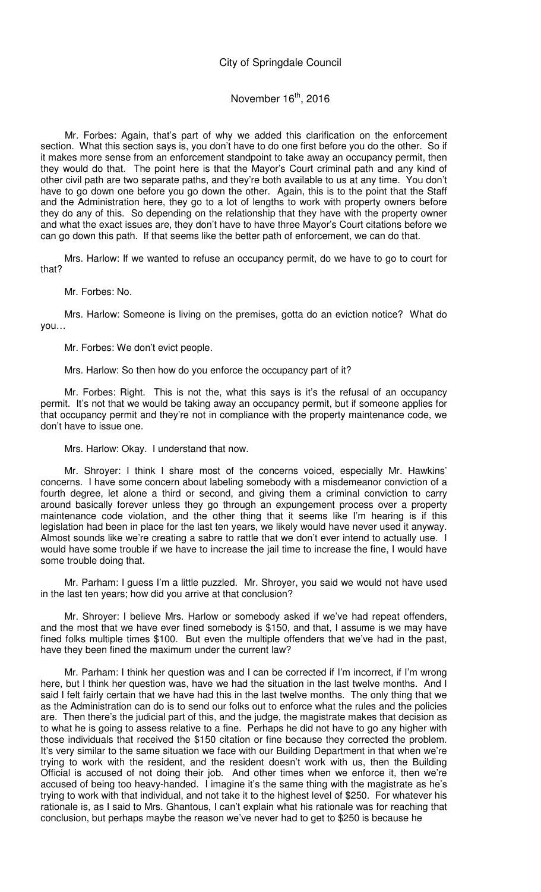Mr. Forbes: Again, that's part of why we added this clarification on the enforcement section. What this section says is, you don't have to do one first before you do the other. So if it makes more sense from an enforcement standpoint to take away an occupancy permit, then they would do that. The point here is that the Mayor's Court criminal path and any kind of other civil path are two separate paths, and they're both available to us at any time. You don't have to go down one before you go down the other. Again, this is to the point that the Staff and the Administration here, they go to a lot of lengths to work with property owners before they do any of this. So depending on the relationship that they have with the property owner and what the exact issues are, they don't have to have three Mayor's Court citations before we can go down this path. If that seems like the better path of enforcement, we can do that.

Mrs. Harlow: If we wanted to refuse an occupancy permit, do we have to go to court for that?

Mr. Forbes: No.

Mrs. Harlow: Someone is living on the premises, gotta do an eviction notice? What do you…

Mr. Forbes: We don't evict people.

Mrs. Harlow: So then how do you enforce the occupancy part of it?

Mr. Forbes: Right. This is not the, what this says is it's the refusal of an occupancy permit. It's not that we would be taking away an occupancy permit, but if someone applies for that occupancy permit and they're not in compliance with the property maintenance code, we don't have to issue one.

Mrs. Harlow: Okay. I understand that now.

Mr. Shroyer: I think I share most of the concerns voiced, especially Mr. Hawkins' concerns. I have some concern about labeling somebody with a misdemeanor conviction of a fourth degree, let alone a third or second, and giving them a criminal conviction to carry around basically forever unless they go through an expungement process over a property maintenance code violation, and the other thing that it seems like I'm hearing is if this legislation had been in place for the last ten years, we likely would have never used it anyway. Almost sounds like we're creating a sabre to rattle that we don't ever intend to actually use. I would have some trouble if we have to increase the jail time to increase the fine, I would have some trouble doing that.

Mr. Parham: I guess I'm a little puzzled. Mr. Shroyer, you said we would not have used in the last ten years; how did you arrive at that conclusion?

Mr. Shroyer: I believe Mrs. Harlow or somebody asked if we've had repeat offenders, and the most that we have ever fined somebody is $150, and that, I assume is we may have fined folks multiple times $100. But even the multiple offenders that we've had in the past, have they been fined the maximum under the current law?

Mr. Parham: I think her question was and I can be corrected if I'm incorrect, if I'm wrong here, but I think her question was, have we had the situation in the last twelve months. And I said I felt fairly certain that we have had this in the last twelve months. The only thing that we as the Administration can do is to send our folks out to enforce what the rules and the policies are. Then there's the judicial part of this, and the judge, the magistrate makes that decision as to what he is going to assess relative to a fine. Perhaps he did not have to go any higher with those individuals that received the $150 citation or fine because they corrected the problem. It's very similar to the same situation we face with our Building Department in that when we're trying to work with the resident, and the resident doesn't work with us, then the Building Official is accused of not doing their job. And other times when we enforce it, then we're accused of being too heavy-handed. I imagine it's the same thing with the magistrate as he's trying to work with that individual, and not take it to the highest level of $250. For whatever his rationale is, as I said to Mrs. Ghantous, I can't explain what his rationale was for reaching that conclusion, but perhaps maybe the reason we've never had to get to $250 is because he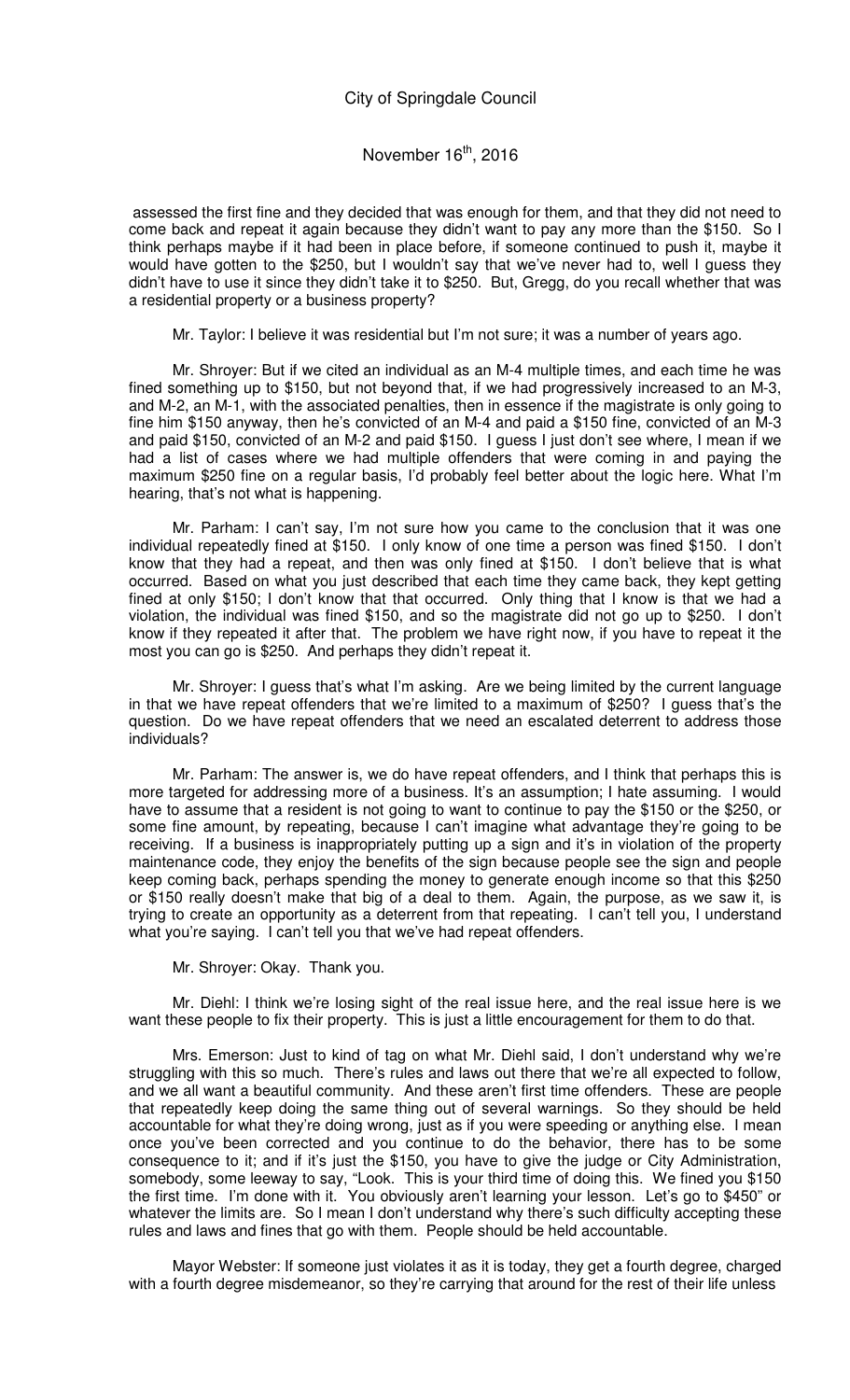assessed the first fine and they decided that was enough for them, and that they did not need to come back and repeat it again because they didn't want to pay any more than the $150. So I think perhaps maybe if it had been in place before, if someone continued to push it, maybe it would have gotten to the $250, but I wouldn't say that we've never had to, well I guess they didn't have to use it since they didn't take it to $250. But, Gregg, do you recall whether that was a residential property or a business property?

Mr. Taylor: I believe it was residential but I'm not sure; it was a number of years ago.

Mr. Shroyer: But if we cited an individual as an M-4 multiple times, and each time he was fined something up to $150, but not beyond that, if we had progressively increased to an M-3, and M-2, an M-1, with the associated penalties, then in essence if the magistrate is only going to fine him $150 anyway, then he's convicted of an M-4 and paid a $150 fine, convicted of an M-3 and paid $150, convicted of an M-2 and paid $150. I guess I just don't see where, I mean if we had a list of cases where we had multiple offenders that were coming in and paying the maximum $250 fine on a regular basis, I'd probably feel better about the logic here. What I'm hearing, that's not what is happening.

Mr. Parham: I can't say, I'm not sure how you came to the conclusion that it was one individual repeatedly fined at $150. I only know of one time a person was fined $150. I don't know that they had a repeat, and then was only fined at $150. I don't believe that is what occurred. Based on what you just described that each time they came back, they kept getting fined at only $150; I don't know that that occurred. Only thing that I know is that we had a violation, the individual was fined $150, and so the magistrate did not go up to $250. I don't know if they repeated it after that. The problem we have right now, if you have to repeat it the most you can go is $250. And perhaps they didn't repeat it.

Mr. Shroyer: I guess that's what I'm asking. Are we being limited by the current language in that we have repeat offenders that we're limited to a maximum of $250? I guess that's the question. Do we have repeat offenders that we need an escalated deterrent to address those individuals?

Mr. Parham: The answer is, we do have repeat offenders, and I think that perhaps this is more targeted for addressing more of a business. It's an assumption; I hate assuming. I would have to assume that a resident is not going to want to continue to pay the $150 or the $250, or some fine amount, by repeating, because I can't imagine what advantage they're going to be receiving. If a business is inappropriately putting up a sign and it's in violation of the property maintenance code, they enjoy the benefits of the sign because people see the sign and people keep coming back, perhaps spending the money to generate enough income so that this $250 or $150 really doesn't make that big of a deal to them. Again, the purpose, as we saw it, is trying to create an opportunity as a deterrent from that repeating. I can't tell you, I understand what you're saying. I can't tell you that we've had repeat offenders.

Mr. Shroyer: Okay. Thank you.

Mr. Diehl: I think we're losing sight of the real issue here, and the real issue here is we want these people to fix their property. This is just a little encouragement for them to do that.

Mrs. Emerson: Just to kind of tag on what Mr. Diehl said, I don't understand why we're struggling with this so much. There's rules and laws out there that we're all expected to follow, and we all want a beautiful community. And these aren't first time offenders. These are people that repeatedly keep doing the same thing out of several warnings. So they should be held accountable for what they're doing wrong, just as if you were speeding or anything else. I mean once you've been corrected and you continue to do the behavior, there has to be some consequence to it; and if it's just the $150, you have to give the judge or City Administration, somebody, some leeway to say, "Look. This is your third time of doing this. We fined you $150 the first time. I'm done with it. You obviously aren't learning your lesson. Let's go to $450" or whatever the limits are. So I mean I don't understand why there's such difficulty accepting these rules and laws and fines that go with them. People should be held accountable.

Mayor Webster: If someone just violates it as it is today, they get a fourth degree, charged with a fourth degree misdemeanor, so they're carrying that around for the rest of their life unless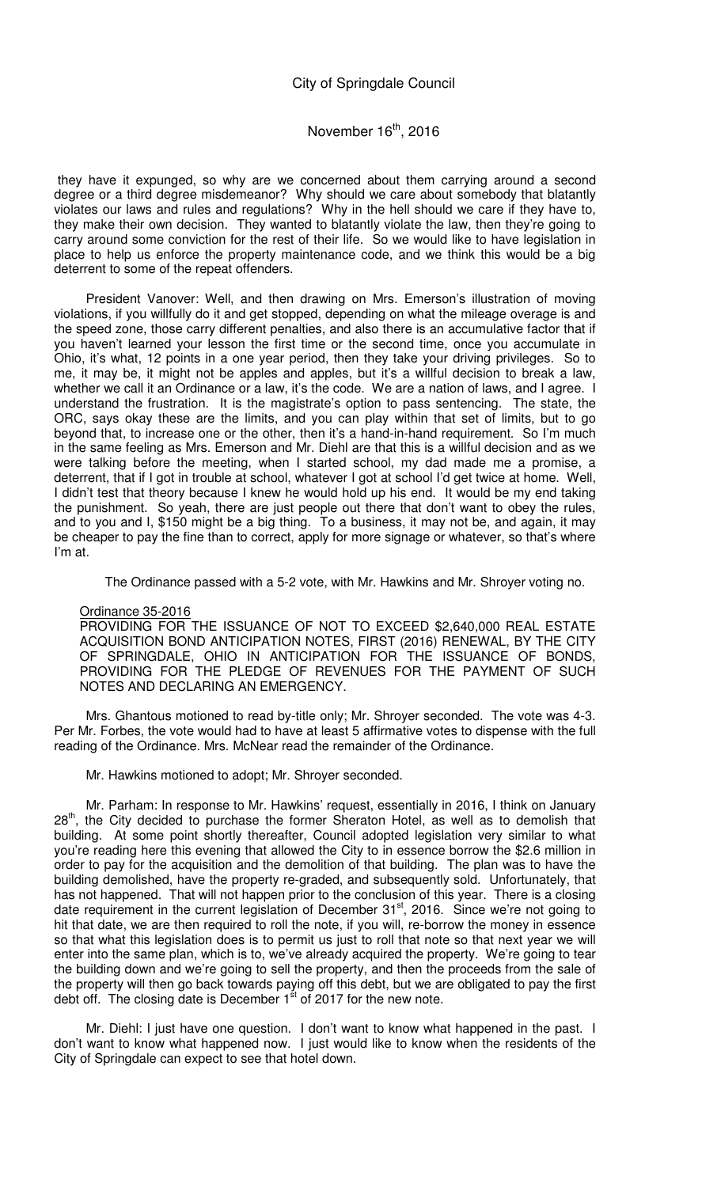they have it expunged, so why are we concerned about them carrying around a second degree or a third degree misdemeanor? Why should we care about somebody that blatantly violates our laws and rules and regulations? Why in the hell should we care if they have to, they make their own decision. They wanted to blatantly violate the law, then they're going to carry around some conviction for the rest of their life. So we would like to have legislation in place to help us enforce the property maintenance code, and we think this would be a big deterrent to some of the repeat offenders.

President Vanover: Well, and then drawing on Mrs. Emerson's illustration of moving violations, if you willfully do it and get stopped, depending on what the mileage overage is and the speed zone, those carry different penalties, and also there is an accumulative factor that if you haven't learned your lesson the first time or the second time, once you accumulate in Ohio, it's what, 12 points in a one year period, then they take your driving privileges. So to me, it may be, it might not be apples and apples, but it's a willful decision to break a law, whether we call it an Ordinance or a law, it's the code. We are a nation of laws, and I agree. I understand the frustration. It is the magistrate's option to pass sentencing. The state, the ORC, says okay these are the limits, and you can play within that set of limits, but to go beyond that, to increase one or the other, then it's a hand-in-hand requirement. So I'm much in the same feeling as Mrs. Emerson and Mr. Diehl are that this is a willful decision and as we were talking before the meeting, when I started school, my dad made me a promise, a deterrent, that if I got in trouble at school, whatever I got at school I'd get twice at home. Well, I didn't test that theory because I knew he would hold up his end. It would be my end taking the punishment. So yeah, there are just people out there that don't want to obey the rules, and to you and I, $150 might be a big thing. To a business, it may not be, and again, it may be cheaper to pay the fine than to correct, apply for more signage or whatever, so that's where I'm at.

The Ordinance passed with a 5-2 vote, with Mr. Hawkins and Mr. Shroyer voting no.

Ordinance 35-2016

PROVIDING FOR THE ISSUANCE OF NOT TO EXCEED $2,640,000 REAL ESTATE ACQUISITION BOND ANTICIPATION NOTES, FIRST (2016) RENEWAL, BY THE CITY OF SPRINGDALE, OHIO IN ANTICIPATION FOR THE ISSUANCE OF BONDS, PROVIDING FOR THE PLEDGE OF REVENUES FOR THE PAYMENT OF SUCH NOTES AND DECLARING AN EMERGENCY.

Mrs. Ghantous motioned to read by-title only; Mr. Shroyer seconded. The vote was 4-3. Per Mr. Forbes, the vote would had to have at least 5 affirmative votes to dispense with the full reading of the Ordinance. Mrs. McNear read the remainder of the Ordinance.

Mr. Hawkins motioned to adopt; Mr. Shroyer seconded.

Mr. Parham: In response to Mr. Hawkins' request, essentially in 2016, I think on January 28th, the City decided to purchase the former Sheraton Hotel, as well as to demolish that building. At some point shortly thereafter, Council adopted legislation very similar to what you're reading here this evening that allowed the City to in essence borrow the $2.6 million in order to pay for the acquisition and the demolition of that building. The plan was to have the building demolished, have the property re-graded, and subsequently sold. Unfortunately, that has not happened. That will not happen prior to the conclusion of this year. There is a closing date requirement in the current legislation of December 31st, 2016. Since we're not going to hit that date, we are then required to roll the note, if you will, re-borrow the money in essence so that what this legislation does is to permit us just to roll that note so that next year we will enter into the same plan, which is to, we've already acquired the property. We're going to tear the building down and we're going to sell the property, and then the proceeds from the sale of the property will then go back towards paying off this debt, but we are obligated to pay the first debt off. The closing date is December 1st of 2017 for the new note.

Mr. Diehl: I just have one question. I don't want to know what happened in the past. I don't want to know what happened now. I just would like to know when the residents of the City of Springdale can expect to see that hotel down.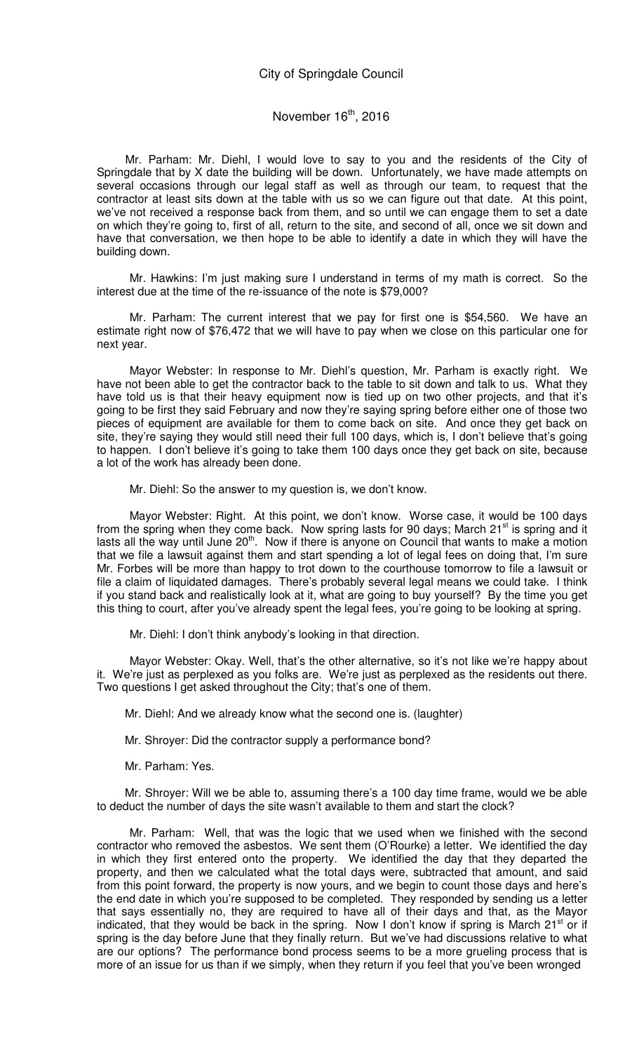Mr. Parham: Mr. Diehl, I would love to say to you and the residents of the City of Springdale that by X date the building will be down. Unfortunately, we have made attempts on several occasions through our legal staff as well as through our team, to request that the contractor at least sits down at the table with us so we can figure out that date. At this point, we've not received a response back from them, and so until we can engage them to set a date on which they're going to, first of all, return to the site, and second of all, once we sit down and have that conversation, we then hope to be able to identify a date in which they will have the building down.

Mr. Hawkins: I'm just making sure I understand in terms of my math is correct. So the interest due at the time of the re-issuance of the note is $79,000?

Mr. Parham: The current interest that we pay for first one is $54,560. We have an estimate right now of $76,472 that we will have to pay when we close on this particular one for next year.

Mayor Webster: In response to Mr. Diehl's question, Mr. Parham is exactly right. We have not been able to get the contractor back to the table to sit down and talk to us. What they have told us is that their heavy equipment now is tied up on two other projects, and that it's going to be first they said February and now they're saying spring before either one of those two pieces of equipment are available for them to come back on site. And once they get back on site, they're saying they would still need their full 100 days, which is, I don't believe that's going to happen. I don't believe it's going to take them 100 days once they get back on site, because a lot of the work has already been done.

Mr. Diehl: So the answer to my question is, we don't know.

Mayor Webster: Right. At this point, we don't know. Worse case, it would be 100 days from the spring when they come back. Now spring lasts for 90 days; March 21st is spring and it lasts all the way until June 20th. Now if there is anyone on Council that wants to make a motion that we file a lawsuit against them and start spending a lot of legal fees on doing that, I'm sure Mr. Forbes will be more than happy to trot down to the courthouse tomorrow to file a lawsuit or file a claim of liquidated damages. There's probably several legal means we could take. I think if you stand back and realistically look at it, what are going to buy yourself? By the time you get this thing to court, after you've already spent the legal fees, you're going to be looking at spring.

Mr. Diehl: I don't think anybody's looking in that direction.

Mayor Webster: Okay. Well, that's the other alternative, so it's not like we're happy about it. We're just as perplexed as you folks are. We're just as perplexed as the residents out there. Two questions I get asked throughout the City; that's one of them.

Mr. Diehl: And we already know what the second one is. (laughter)

Mr. Shroyer: Did the contractor supply a performance bond?

Mr. Parham: Yes.

Mr. Shroyer: Will we be able to, assuming there's a 100 day time frame, would we be able to deduct the number of days the site wasn't available to them and start the clock?

Mr. Parham: Well, that was the logic that we used when we finished with the second contractor who removed the asbestos. We sent them (O'Rourke) a letter. We identified the day in which they first entered onto the property. We identified the day that they departed the property, and then we calculated what the total days were, subtracted that amount, and said from this point forward, the property is now yours, and we begin to count those days and here's the end date in which you're supposed to be completed. They responded by sending us a letter that says essentially no, they are required to have all of their days and that, as the Mayor indicated, that they would be back in the spring. Now I don't know if spring is March 21st or if spring is the day before June that they finally return. But we've had discussions relative to what are our options? The performance bond process seems to be a more grueling process that is more of an issue for us than if we simply, when they return if you feel that you've been wronged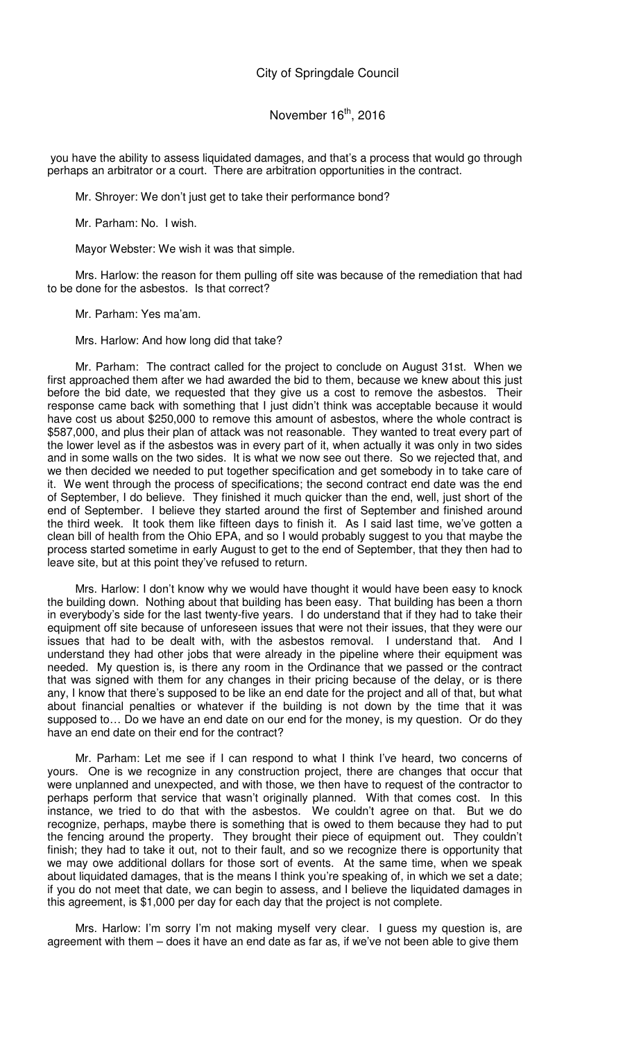you have the ability to assess liquidated damages, and that's a process that would go through perhaps an arbitrator or a court. There are arbitration opportunities in the contract.

Mr. Shroyer: We don't just get to take their performance bond?

Mr. Parham: No. I wish.

Mayor Webster: We wish it was that simple.

Mrs. Harlow: the reason for them pulling off site was because of the remediation that had to be done for the asbestos. Is that correct?

Mr. Parham: Yes ma'am.

Mrs. Harlow: And how long did that take?

Mr. Parham: The contract called for the project to conclude on August 31st. When we first approached them after we had awarded the bid to them, because we knew about this just before the bid date, we requested that they give us a cost to remove the asbestos. Their response came back with something that I just didn't think was acceptable because it would have cost us about $250,000 to remove this amount of asbestos, where the whole contract is $587,000, and plus their plan of attack was not reasonable. They wanted to treat every part of the lower level as if the asbestos was in every part of it, when actually it was only in two sides and in some walls on the two sides. It is what we now see out there. So we rejected that, and we then decided we needed to put together specification and get somebody in to take care of it. We went through the process of specifications; the second contract end date was the end of September, I do believe. They finished it much quicker than the end, well, just short of the end of September. I believe they started around the first of September and finished around the third week. It took them like fifteen days to finish it. As I said last time, we've gotten a clean bill of health from the Ohio EPA, and so I would probably suggest to you that maybe the process started sometime in early August to get to the end of September, that they then had to leave site, but at this point they've refused to return.

Mrs. Harlow: I don't know why we would have thought it would have been easy to knock the building down. Nothing about that building has been easy. That building has been a thorn in everybody's side for the last twenty-five years. I do understand that if they had to take their equipment off site because of unforeseen issues that were not their issues, that they were our issues that had to be dealt with, with the asbestos removal. I understand that. And I understand they had other jobs that were already in the pipeline where their equipment was needed. My question is, is there any room in the Ordinance that we passed or the contract that was signed with them for any changes in their pricing because of the delay, or is there any, I know that there's supposed to be like an end date for the project and all of that, but what about financial penalties or whatever if the building is not down by the time that it was supposed to… Do we have an end date on our end for the money, is my question. Or do they have an end date on their end for the contract?

Mr. Parham: Let me see if I can respond to what I think I've heard, two concerns of yours. One is we recognize in any construction project, there are changes that occur that were unplanned and unexpected, and with those, we then have to request of the contractor to perhaps perform that service that wasn't originally planned. With that comes cost. In this instance, we tried to do that with the asbestos. We couldn't agree on that. But we do recognize, perhaps, maybe there is something that is owed to them because they had to put the fencing around the property. They brought their piece of equipment out. They couldn't finish; they had to take it out, not to their fault, and so we recognize there is opportunity that we may owe additional dollars for those sort of events. At the same time, when we speak about liquidated damages, that is the means I think you're speaking of, in which we set a date; if you do not meet that date, we can begin to assess, and I believe the liquidated damages in this agreement, is $1,000 per day for each day that the project is not complete.

Mrs. Harlow: I'm sorry I'm not making myself very clear. I guess my question is, are agreement with them – does it have an end date as far as, if we've not been able to give them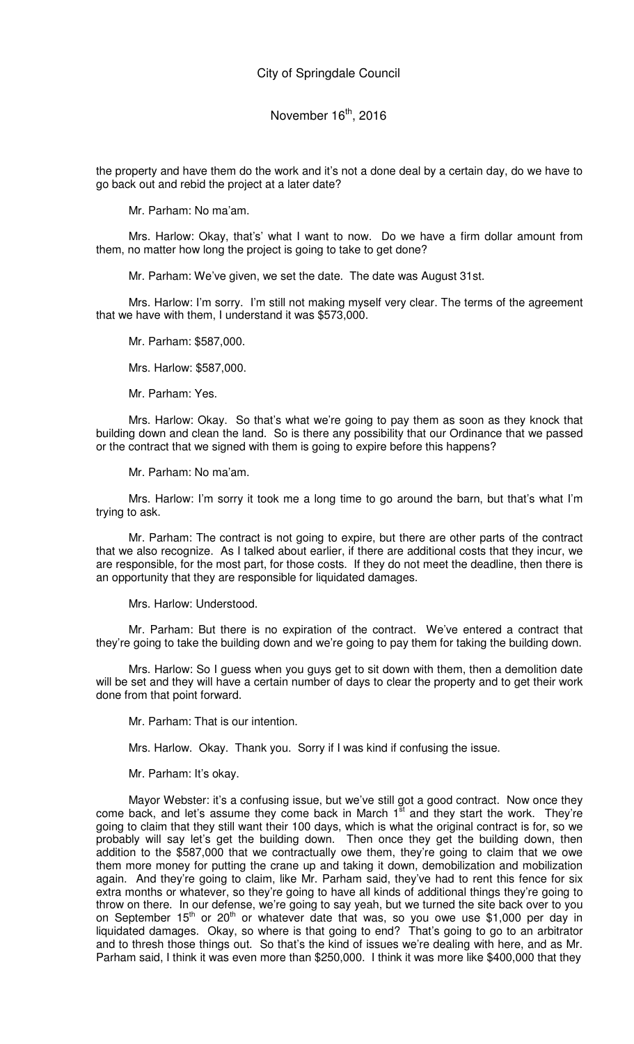the property and have them do the work and it's not a done deal by a certain day, do we have to go back out and rebid the project at a later date?

Mr. Parham: No ma'am.

Mrs. Harlow: Okay, that's' what I want to now. Do we have a firm dollar amount from them, no matter how long the project is going to take to get done?

Mr. Parham: We've given, we set the date. The date was August 31st.

Mrs. Harlow: I'm sorry. I'm still not making myself very clear. The terms of the agreement that we have with them, I understand it was $573,000.

Mr. Parham: $587,000.

Mrs. Harlow: $587,000.

Mr. Parham: Yes.

Mrs. Harlow: Okay. So that's what we're going to pay them as soon as they knock that building down and clean the land. So is there any possibility that our Ordinance that we passed or the contract that we signed with them is going to expire before this happens?

Mr. Parham: No ma'am.

Mrs. Harlow: I'm sorry it took me a long time to go around the barn, but that's what I'm trying to ask.

Mr. Parham: The contract is not going to expire, but there are other parts of the contract that we also recognize. As I talked about earlier, if there are additional costs that they incur, we are responsible, for the most part, for those costs. If they do not meet the deadline, then there is an opportunity that they are responsible for liquidated damages.

Mrs. Harlow: Understood.

Mr. Parham: But there is no expiration of the contract. We've entered a contract that they're going to take the building down and we're going to pay them for taking the building down.

Mrs. Harlow: So I guess when you guys get to sit down with them, then a demolition date will be set and they will have a certain number of days to clear the property and to get their work done from that point forward.

Mr. Parham: That is our intention.

Mrs. Harlow. Okay. Thank you. Sorry if I was kind if confusing the issue.

Mr. Parham: It's okay.

Mayor Webster: it's a confusing issue, but we've still got a good contract. Now once they come back, and let's assume they come back in March 1st and they start the work. They're going to claim that they still want their 100 days, which is what the original contract is for, so we probably will say let's get the building down. Then once they get the building down, then addition to the $587,000 that we contractually owe them, they're going to claim that we owe them more money for putting the crane up and taking it down, demobilization and mobilization again. And they're going to claim, like Mr. Parham said, they've had to rent this fence for six extra months or whatever, so they're going to have all kinds of additional things they're going to throw on there. In our defense, we're going to say yeah, but we turned the site back over to you on September 15th or 20th or whatever date that was, so you owe use $1,000 per day in liquidated damages. Okay, so where is that going to end? That's going to go to an arbitrator and to thresh those things out. So that's the kind of issues we're dealing with here, and as Mr. Parham said, I think it was even more than $250,000. I think it was more like $400,000 that they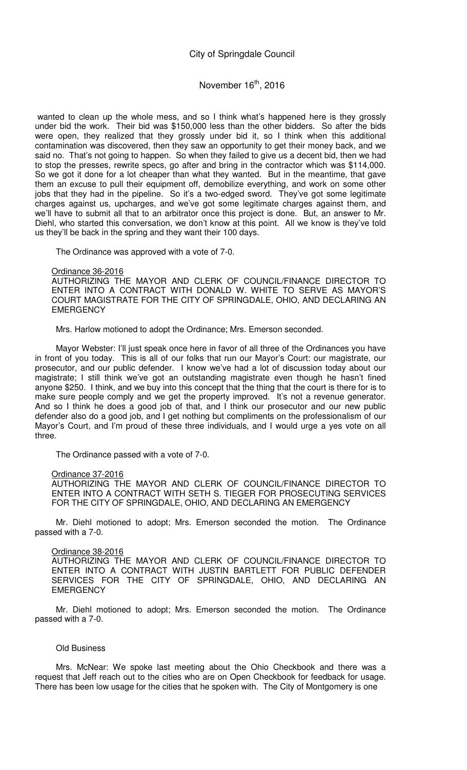wanted to clean up the whole mess, and so I think what's happened here is they grossly under bid the work. Their bid was $150,000 less than the other bidders. So after the bids were open, they realized that they grossly under bid it, so I think when this additional contamination was discovered, then they saw an opportunity to get their money back, and we said no. That's not going to happen. So when they failed to give us a decent bid, then we had to stop the presses, rewrite specs, go after and bring in the contractor which was $114,000. So we got it done for a lot cheaper than what they wanted. But in the meantime, that gave them an excuse to pull their equipment off, demobilize everything, and work on some other jobs that they had in the pipeline. So it's a two-edged sword. They've got some legitimate charges against us, upcharges, and we've got some legitimate charges against them, and we'll have to submit all that to an arbitrator once this project is done. But, an answer to Mr. Diehl, who started this conversation, we don't know at this point. All we know is they've told us they'll be back in the spring and they want their 100 days.

The Ordinance was approved with a vote of 7-0.

<u>Ordinance 36-2016</u>
AUTHORIZING THE MAYOR AND CLERK OF COUNCIL/FINANCE DIRECTOR TO ENTER INTO A CONTRACT WITH DONALD W. WHITE TO SERVE AS MAYOR'S COURT MAGISTRATE FOR THE CITY OF SPRINGDALE, OHIO, AND DECLARING AN EMERGENCY

Mrs. Harlow motioned to adopt the Ordinance; Mrs. Emerson seconded.

Mayor Webster: I'll just speak once here in favor of all three of the Ordinances you have in front of you today. This is all of our folks that run our Mayor's Court: our magistrate, our prosecutor, and our public defender. I know we've had a lot of discussion today about our magistrate; I still think we've got an outstanding magistrate even though he hasn't fined anyone $250. I think, and we buy into this concept that the thing that the court is there for is to make sure people comply and we get the property improved. It's not a revenue generator. And so I think he does a good job of that, and I think our prosecutor and our new public defender also do a good job, and I get nothing but compliments on the professionalism of our Mayor's Court, and I'm proud of these three individuals, and I would urge a yes vote on all three.

The Ordinance passed with a vote of 7-0.

<u>Ordinance 37-2016</u>
AUTHORIZING THE MAYOR AND CLERK OF COUNCIL/FINANCE DIRECTOR TO ENTER INTO A CONTRACT WITH SETH S. TIEGER FOR PROSECUTING SERVICES FOR THE CITY OF SPRINGDALE, OHIO, AND DECLARING AN EMERGENCY

Mr. Diehl motioned to adopt; Mrs. Emerson seconded the motion. The Ordinance passed with a 7-0.

<u>Ordinance 38-2016</u>
AUTHORIZING THE MAYOR AND CLERK OF COUNCIL/FINANCE DIRECTOR TO ENTER INTO A CONTRACT WITH JUSTIN BARTLETT FOR PUBLIC DEFENDER SERVICES FOR THE CITY OF SPRINGDALE, OHIO, AND DECLARING AN EMERGENCY

Mr. Diehl motioned to adopt; Mrs. Emerson seconded the motion. The Ordinance passed with a 7-0.

Old Business

Mrs. McNear: We spoke last meeting about the Ohio Checkbook and there was a request that Jeff reach out to the cities who are on Open Checkbook for feedback for usage. There has been low usage for the cities that he spoken with. The City of Montgomery is one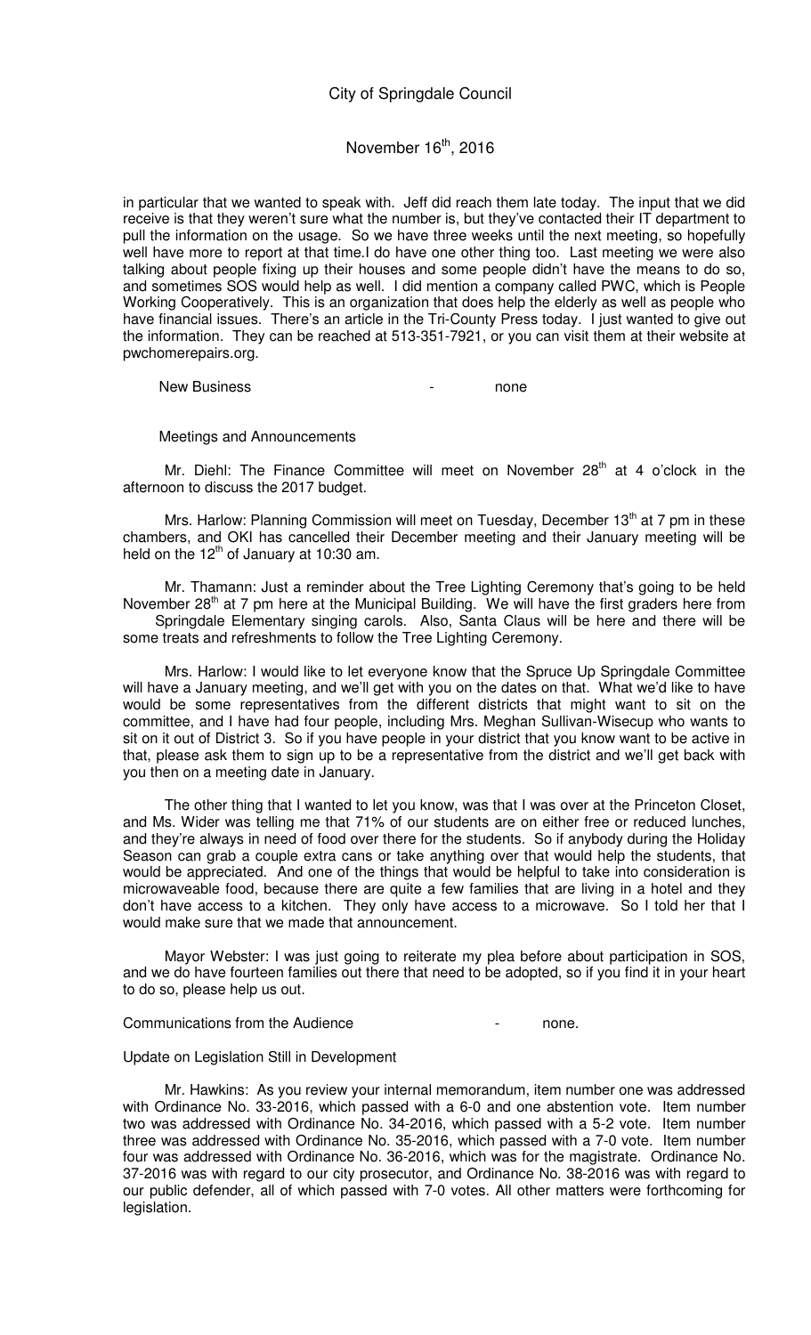in particular that we wanted to speak with. Jeff did reach them late today. The input that we did receive is that they weren't sure what the number is, but they've contacted their IT department to pull the information on the usage. So we have three weeks until the next meeting, so hopefully well have more to report at that time.I do have one other thing too. Last meeting we were also talking about people fixing up their houses and some people didn't have the means to do so, and sometimes SOS would help as well. I did mention a company called PWC, which is People Working Cooperatively. This is an organization that does help the elderly as well as people who have financial issues. There's an article in the Tri-County Press today. I just wanted to give out the information. They can be reached at 513-351-7921, or you can visit them at their website at pwchomerepairs.org.

New Business - none

Meetings and Announcements

Mr. Diehl: The Finance Committee will meet on November 28th at 4 o'clock in the afternoon to discuss the 2017 budget.

Mrs. Harlow: Planning Commission will meet on Tuesday, December 13th at 7 pm in these chambers, and OKI has cancelled their December meeting and their January meeting will be held on the 12th of January at 10:30 am.

Mr. Thamann: Just a reminder about the Tree Lighting Ceremony that's going to be held November 28th at 7 pm here at the Municipal Building. We will have the first graders here from Springdale Elementary singing carols. Also, Santa Claus will be here and there will be some treats and refreshments to follow the Tree Lighting Ceremony.

Mrs. Harlow: I would like to let everyone know that the Spruce Up Springdale Committee will have a January meeting, and we'll get with you on the dates on that. What we'd like to have would be some representatives from the different districts that might want to sit on the committee, and I have had four people, including Mrs. Meghan Sullivan-Wisecup who wants to sit on it out of District 3. So if you have people in your district that you know want to be active in that, please ask them to sign up to be a representative from the district and we'll get back with you then on a meeting date in January.

The other thing that I wanted to let you know, was that I was over at the Princeton Closet, and Ms. Wider was telling me that 71% of our students are on either free or reduced lunches, and they're always in need of food over there for the students. So if anybody during the Holiday Season can grab a couple extra cans or take anything over that would help the students, that would be appreciated. And one of the things that would be helpful to take into consideration is microwaveable food, because there are quite a few families that are living in a hotel and they don't have access to a kitchen. They only have access to a microwave. So I told her that I would make sure that we made that announcement.

Mayor Webster: I was just going to reiterate my plea before about participation in SOS, and we do have fourteen families out there that need to be adopted, so if you find it in your heart to do so, please help us out.

Communications from the Audience - none.

Update on Legislation Still in Development

Mr. Hawkins: As you review your internal memorandum, item number one was addressed with Ordinance No. 33-2016, which passed with a 6-0 and one abstention vote. Item number two was addressed with Ordinance No. 34-2016, which passed with a 5-2 vote. Item number three was addressed with Ordinance No. 35-2016, which passed with a 7-0 vote. Item number four was addressed with Ordinance No. 36-2016, which was for the magistrate. Ordinance No. 37-2016 was with regard to our city prosecutor, and Ordinance No. 38-2016 was with regard to our public defender, all of which passed with 7-0 votes. All other matters were forthcoming for legislation.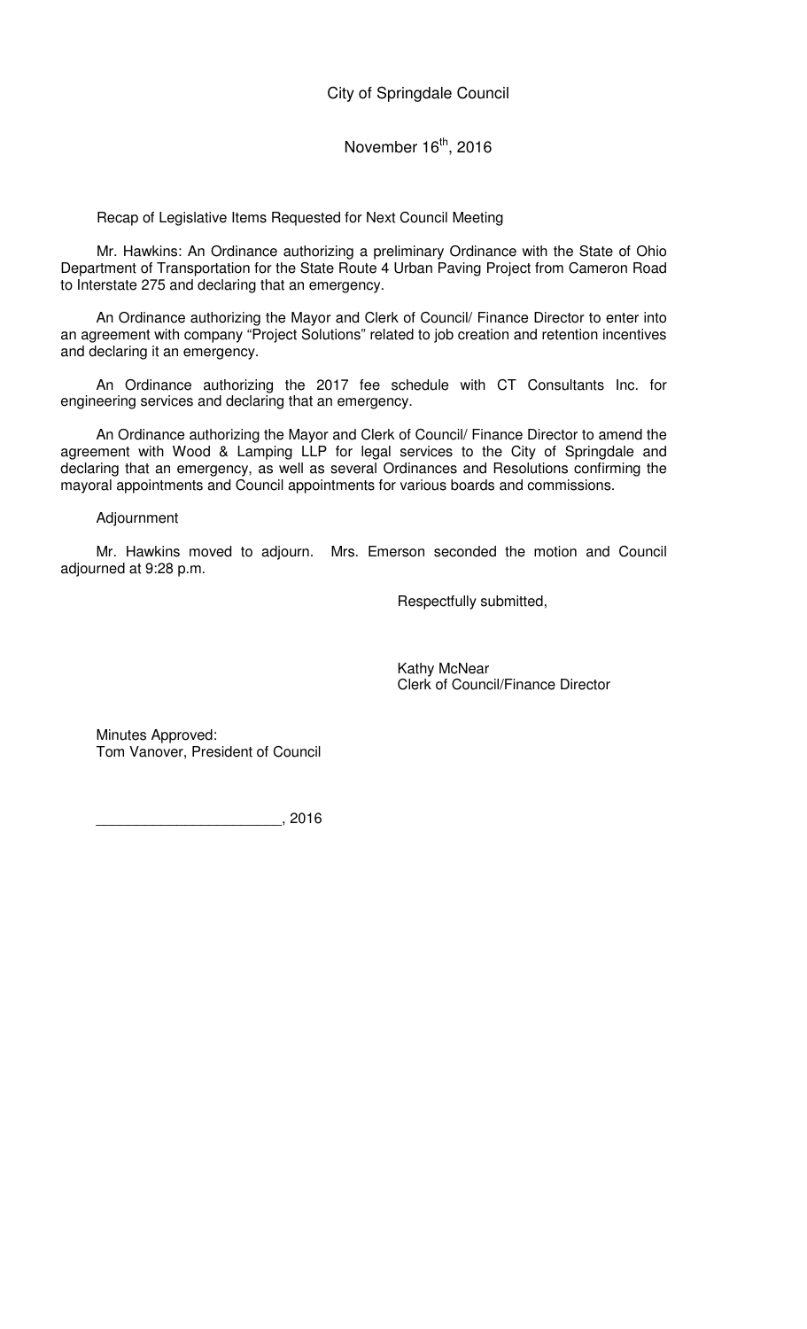City of Springdale Council

November 16th, 2016

Recap of Legislative Items Requested for Next Council Meeting

Mr. Hawkins: An Ordinance authorizing a preliminary Ordinance with the State of Ohio Department of Transportation for the State Route 4 Urban Paving Project from Cameron Road to Interstate 275 and declaring that an emergency.

An Ordinance authorizing the Mayor and Clerk of Council/ Finance Director to enter into an agreement with company "Project Solutions" related to job creation and retention incentives and declaring it an emergency.

An Ordinance authorizing the 2017 fee schedule with CT Consultants Inc. for engineering services and declaring that an emergency.

An Ordinance authorizing the Mayor and Clerk of Council/ Finance Director to amend the agreement with Wood & Lamping LLP for legal services to the City of Springdale and declaring that an emergency, as well as several Ordinances and Resolutions confirming the mayoral appointments and Council appointments for various boards and commissions.

Adjournment

Mr. Hawkins moved to adjourn. Mrs. Emerson seconded the motion and Council adjourned at 9:28 p.m.

Respectfully submitted,

Kathy McNear
Clerk of Council/Finance Director

Minutes Approved:
Tom Vanover, President of Council

_______________________, 2016